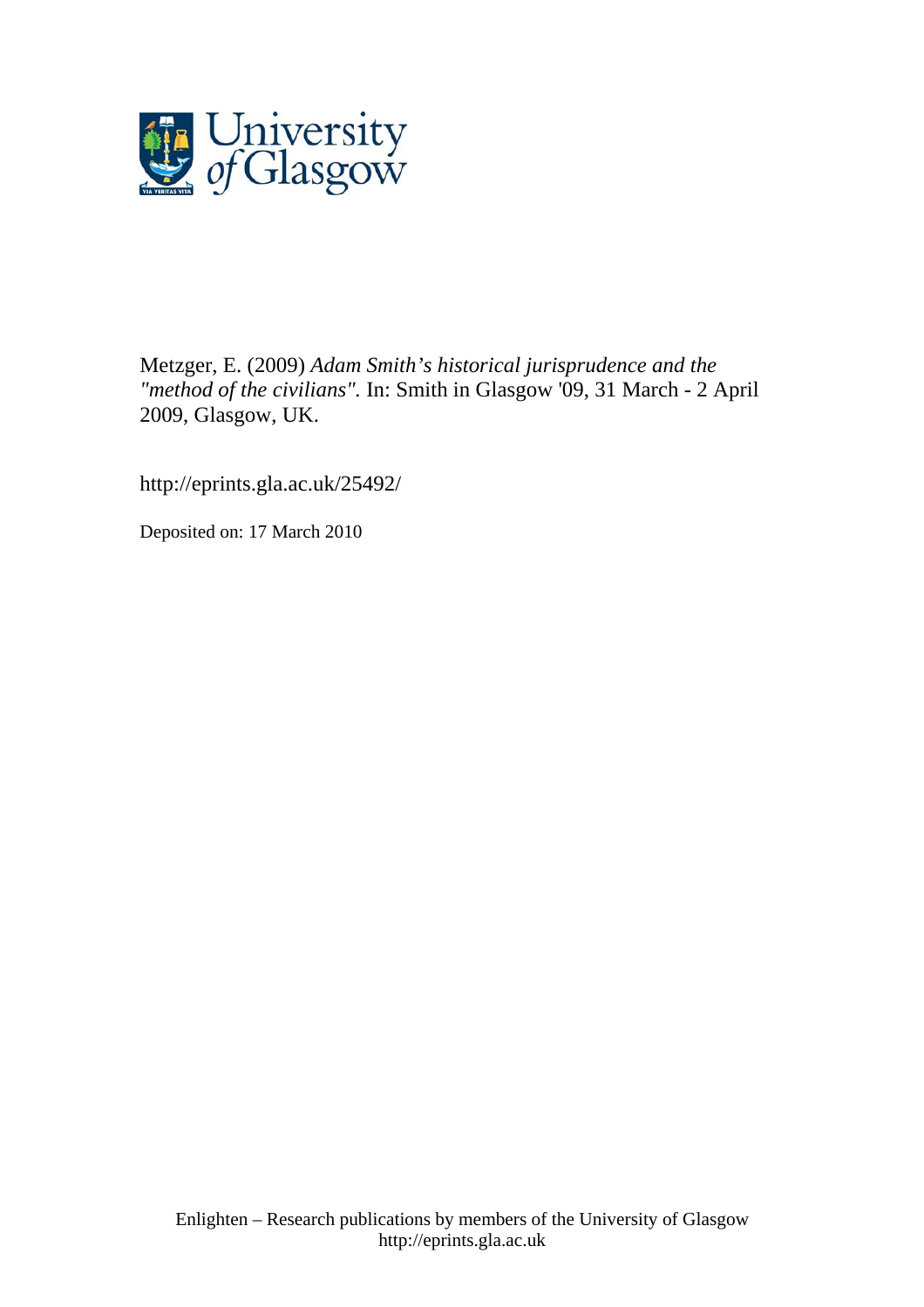Metzger, E. (2009) *Adam Smith's historical jurisprudence and the "method of the civilians".* In: Smith in Glasgow '09, 31 March - 2 April 2009, Glasgow, UK.

http://eprints.gla.ac.uk/25492/

Deposited on: 17 March 2010

Enlighten – Research publications by members of the University of Glasgow
http://eprints.gla.ac.uk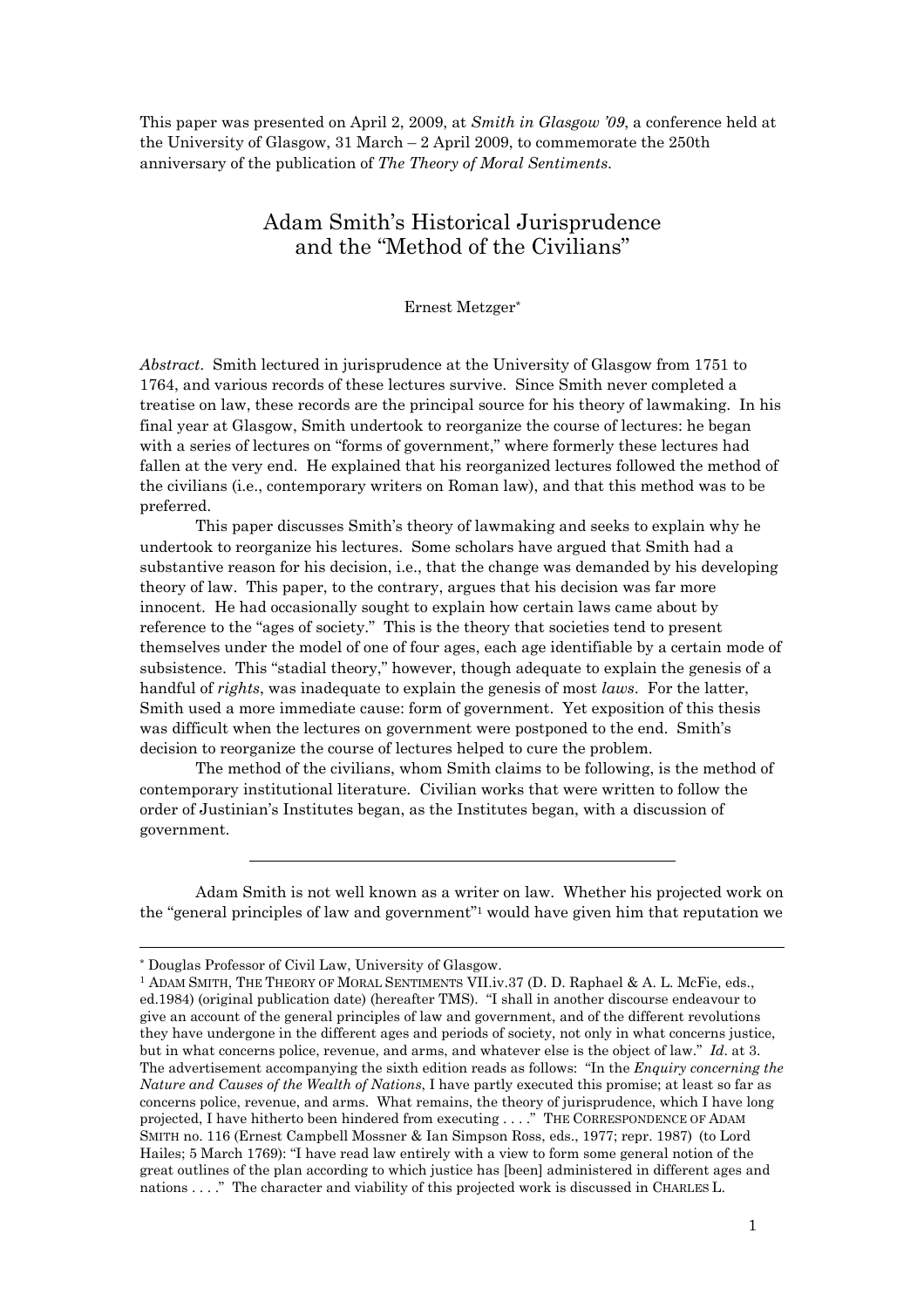This paper was presented on April 2, 2009, at *Smith in Glasgow '09*, a conference held at the University of Glasgow, 31 March – 2 April 2009, to commemorate the 250th anniversary of the publication of *The Theory of Moral Sentiments*.

# Adam Smith's Historical Jurisprudence and the "Method of the Civilians"

Ernest Metzger*

*Abstract*. Smith lectured in jurisprudence at the University of Glasgow from 1751 to 1764, and various records of these lectures survive. Since Smith never completed a treatise on law, these records are the principal source for his theory of lawmaking. In his final year at Glasgow, Smith undertook to reorganize the course of lectures: he began with a series of lectures on "forms of government," where formerly these lectures had fallen at the very end. He explained that his reorganized lectures followed the method of the civilians (i.e., contemporary writers on Roman law), and that this method was to be preferred.

This paper discusses Smith's theory of lawmaking and seeks to explain why he undertook to reorganize his lectures. Some scholars have argued that Smith had a substantive reason for his decision, i.e., that the change was demanded by his developing theory of law. This paper, to the contrary, argues that his decision was far more innocent. He had occasionally sought to explain how certain laws came about by reference to the "ages of society." This is the theory that societies tend to present themselves under the model of one of four ages, each age identifiable by a certain mode of subsistence. This "stadial theory," however, though adequate to explain the genesis of a handful of *rights*, was inadequate to explain the genesis of most *laws*. For the latter, Smith used a more immediate cause: form of government. Yet exposition of this thesis was difficult when the lectures on government were postponed to the end. Smith's decision to reorganize the course of lectures helped to cure the problem.

The method of the civilians, whom Smith claims to be following, is the method of contemporary institutional literature. Civilian works that were written to follow the order of Justinian's Institutes began, as the Institutes began, with a discussion of government.

---

Adam Smith is not well known as a writer on law. Whether his projected work on the "general principles of law and government"[1] would have given him that reputation we

---

\* Douglas Professor of Civil Law, University of Glasgow.

[1] ADAM SMITH, THE THEORY OF MORAL SENTIMENTS VII.iv.37 (D. D. Raphael & A. L. McFie, eds., ed.1984) (original publication date) (hereafter TMS). "I shall in another discourse endeavour to give an account of the general principles of law and government, and of the different revolutions they have undergone in the different ages and periods of society, not only in what concerns justice, but in what concerns police, revenue, and arms, and whatever else is the object of law." *Id.* at 3. The advertisement accompanying the sixth edition reads as follows: "In the *Enquiry concerning the Nature and Causes of the Wealth of Nations*, I have partly executed this promise; at least so far as concerns police, revenue, and arms. What remains, the theory of jurisprudence, which I have long projected, I have hitherto been hindered from executing . . . ." THE CORRESPONDENCE OF ADAM SMITH no. 116 (Ernest Campbell Mossner & Ian Simpson Ross, eds., 1977; repr. 1987) (to Lord Hailes; 5 March 1769): "I have read law entirely with a view to form some general notion of the great outlines of the plan according to which justice has [been] administered in different ages and nations . . . ." The character and viability of this projected work is discussed in CHARLES L.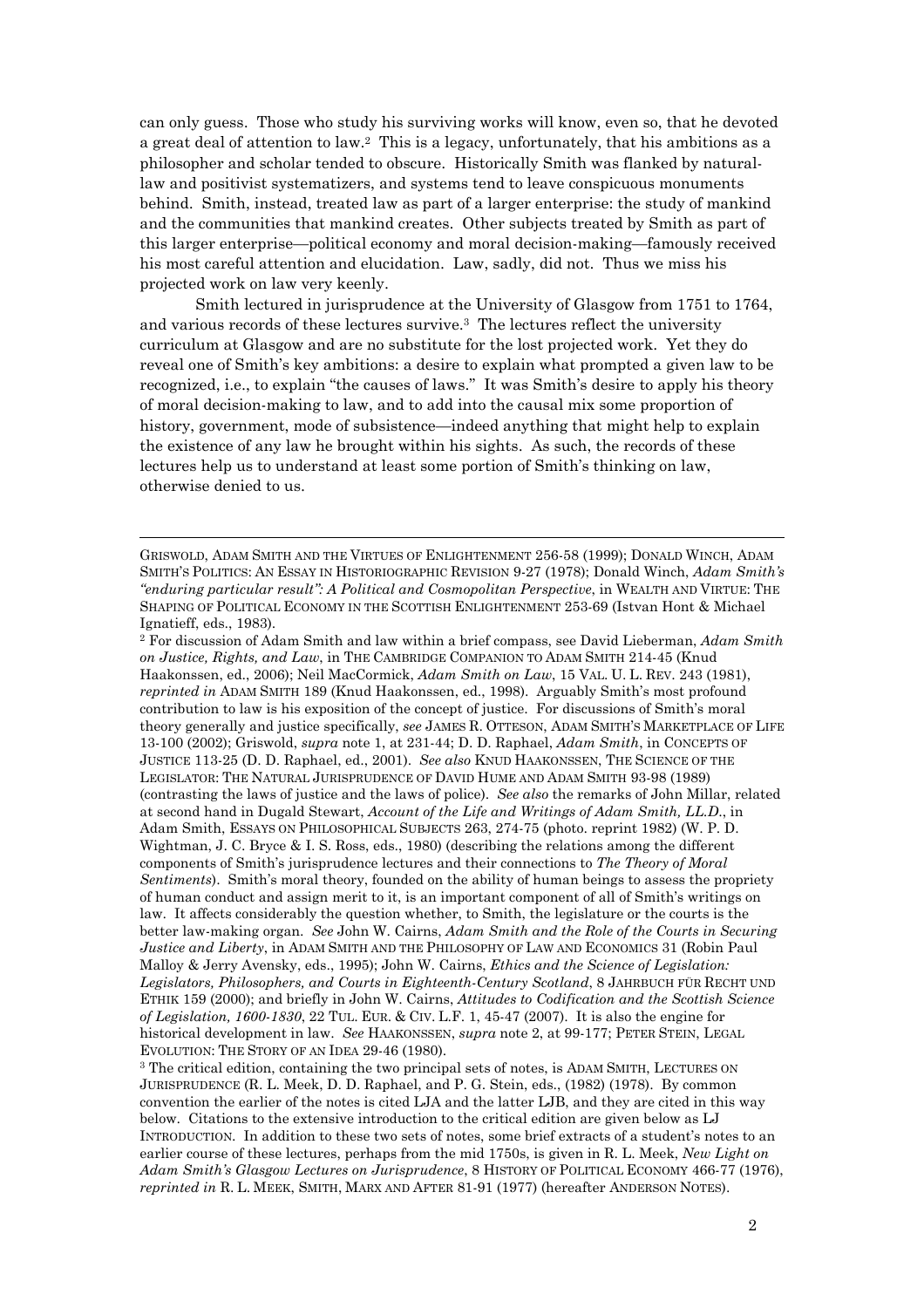can only guess. Those who study his surviving works will know, even so, that he devoted a great deal of attention to law.[2] This is a legacy, unfortunately, that his ambitions as a philosopher and scholar tended to obscure. Historically Smith was flanked by natural-law and positivist systematizers, and systems tend to leave conspicuous monuments behind. Smith, instead, treated law as part of a larger enterprise: the study of mankind and the communities that mankind creates. Other subjects treated by Smith as part of this larger enterprise—political economy and moral decision-making—famously received his most careful attention and elucidation. Law, sadly, did not. Thus we miss his projected work on law very keenly.

Smith lectured in jurisprudence at the University of Glasgow from 1751 to 1764, and various records of these lectures survive.[3] The lectures reflect the university curriculum at Glasgow and are no substitute for the lost projected work. Yet they do reveal one of Smith's key ambitions: a desire to explain what prompted a given law to be recognized, i.e., to explain "the causes of laws." It was Smith's desire to apply his theory of moral decision-making to law, and to add into the causal mix some proportion of history, government, mode of subsistence—indeed anything that might help to explain the existence of any law he brought within his sights. As such, the records of these lectures help us to understand at least some portion of Smith's thinking on law, otherwise denied to us.

---

GRISWOLD, ADAM SMITH AND THE VIRTUES OF ENLIGHTENMENT 256-58 (1999); DONALD WINCH, ADAM SMITH'S POLITICS: AN ESSAY IN HISTORIOGRAPHIC REVISION 9-27 (1978); Donald Winch, *Adam Smith's "enduring particular result": A Political and Cosmopolitan Perspective*, in WEALTH AND VIRTUE: THE SHAPING OF POLITICAL ECONOMY IN THE SCOTTISH ENLIGHTENMENT 253-69 (Istvan Hont & Michael Ignatieff, eds., 1983).

[2] For discussion of Adam Smith and law within a brief compass, see David Lieberman, *Adam Smith on Justice, Rights, and Law*, in THE CAMBRIDGE COMPANION TO ADAM SMITH 214-45 (Knud Haakonssen, ed., 2006); Neil MacCormick, *Adam Smith on Law*, 15 VAL. U. L. REV. 243 (1981), *reprinted in* ADAM SMITH 189 (Knud Haakonssen, ed., 1998). Arguably Smith's most profound contribution to law is his exposition of the concept of justice. For discussions of Smith's moral theory generally and justice specifically, *see* JAMES R. OTTESON, ADAM SMITH'S MARKETPLACE OF LIFE 13-100 (2002); Griswold, *supra* note 1, at 231-44; D. D. Raphael, *Adam Smith*, in CONCEPTS OF JUSTICE 113-25 (D. D. Raphael, ed., 2001). *See also* KNUD HAAKONSSEN, THE SCIENCE OF THE LEGISLATOR: THE NATURAL JURISPRUDENCE OF DAVID HUME AND ADAM SMITH 93-98 (1989) (contrasting the laws of justice and the laws of police). *See also* the remarks of John Millar, related at second hand in Dugald Stewart, *Account of the Life and Writings of Adam Smith, LL.D.*, in Adam Smith, ESSAYS ON PHILOSOPHICAL SUBJECTS 263, 274-75 (photo. reprint 1982) (W. P. D. Wightman, J. C. Bryce & I. S. Ross, eds., 1980) (describing the relations among the different components of Smith's jurisprudence lectures and their connections to *The Theory of Moral Sentiments*). Smith's moral theory, founded on the ability of human beings to assess the propriety of human conduct and assign merit to it, is an important component of all of Smith's writings on law. It affects considerably the question whether, to Smith, the legislature or the courts is the better law-making organ. *See* John W. Cairns, *Adam Smith and the Role of the Courts in Securing Justice and Liberty*, in ADAM SMITH AND THE PHILOSOPHY OF LAW AND ECONOMICS 31 (Robin Paul Malloy & Jerry Avensky, eds., 1995); John W. Cairns, *Ethics and the Science of Legislation: Legislators, Philosophers, and Courts in Eighteenth-Century Scotland*, 8 JAHRBUCH FÜR RECHT UND ETHIK 159 (2000); and briefly in John W. Cairns, *Attitudes to Codification and the Scottish Science of Legislation, 1600-1830*, 22 TUL. EUR. & CIV. L.F. 1, 45-47 (2007). It is also the engine for historical development in law. *See* HAAKONSSEN, *supra* note 2, at 99-177; PETER STEIN, LEGAL EVOLUTION: THE STORY OF AN IDEA 29-46 (1980).

[3] The critical edition, containing the two principal sets of notes, is ADAM SMITH, LECTURES ON JURISPRUDENCE (R. L. Meek, D. D. Raphael, and P. G. Stein, eds., (1982) (1978). By common convention the earlier of the notes is cited LJA and the latter LJB, and they are cited in this way below. Citations to the extensive introduction to the critical edition are given below as LJ INTRODUCTION. In addition to these two sets of notes, some brief extracts of a student's notes to an earlier course of these lectures, perhaps from the mid 1750s, is given in R. L. Meek, *New Light on Adam Smith's Glasgow Lectures on Jurisprudence*, 8 HISTORY OF POLITICAL ECONOMY 466-77 (1976), *reprinted in* R. L. MEEK, SMITH, MARX AND AFTER 81-91 (1977) (hereafter ANDERSON NOTES).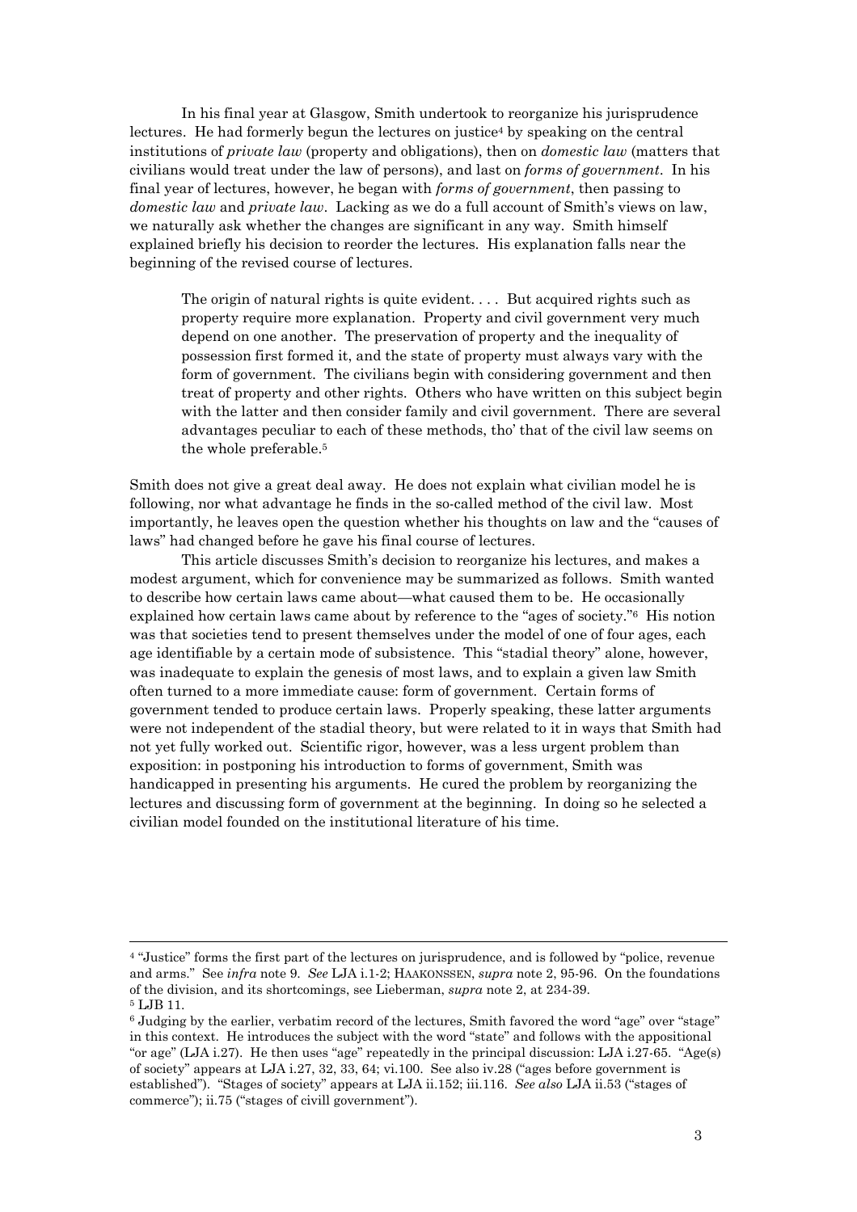In his final year at Glasgow, Smith undertook to reorganize his jurisprudence lectures. He had formerly begun the lectures on justice[4] by speaking on the central institutions of *private law* (property and obligations), then on *domestic law* (matters that civilians would treat under the law of persons), and last on *forms of government*. In his final year of lectures, however, he began with *forms of government*, then passing to *domestic law* and *private law*. Lacking as we do a full account of Smith's views on law, we naturally ask whether the changes are significant in any way. Smith himself explained briefly his decision to reorder the lectures. His explanation falls near the beginning of the revised course of lectures.

> The origin of natural rights is quite evident. . . . But acquired rights such as property require more explanation. Property and civil government very much depend on one another. The preservation of property and the inequality of possession first formed it, and the state of property must always vary with the form of government. The civilians begin with considering government and then treat of property and other rights. Others who have written on this subject begin with the latter and then consider family and civil government. There are several advantages peculiar to each of these methods, tho' that of the civil law seems on the whole preferable.[5]

Smith does not give a great deal away. He does not explain what civilian model he is following, nor what advantage he finds in the so-called method of the civil law. Most importantly, he leaves open the question whether his thoughts on law and the "causes of laws" had changed before he gave his final course of lectures.

This article discusses Smith's decision to reorganize his lectures, and makes a modest argument, which for convenience may be summarized as follows. Smith wanted to describe how certain laws came about—what caused them to be. He occasionally explained how certain laws came about by reference to the "ages of society."[6] His notion was that societies tend to present themselves under the model of one of four ages, each age identifiable by a certain mode of subsistence. This "stadial theory" alone, however, was inadequate to explain the genesis of most laws, and to explain a given law Smith often turned to a more immediate cause: form of government. Certain forms of government tended to produce certain laws. Properly speaking, these latter arguments were not independent of the stadial theory, but were related to it in ways that Smith had not yet fully worked out. Scientific rigor, however, was a less urgent problem than exposition: in postponing his introduction to forms of government, Smith was handicapped in presenting his arguments. He cured the problem by reorganizing the lectures and discussing form of government at the beginning. In doing so he selected a civilian model founded on the institutional literature of his time.

---

[4] "Justice" forms the first part of the lectures on jurisprudence, and is followed by "police, revenue and arms." See *infra* note 9. *See* LJA i.1-2; HAAKONSSEN, *supra* note 2, 95-96. On the foundations of the division, and its shortcomings, see Lieberman, *supra* note 2, at 234-39.

[5] LJB 11.

[6] Judging by the earlier, verbatim record of the lectures, Smith favored the word "age" over "stage" in this context. He introduces the subject with the word "state" and follows with the appositional "or age" (LJA i.27). He then uses "age" repeatedly in the principal discussion: LJA i.27-65. "Age(s) of society" appears at LJA i.27, 32, 33, 64; vi.100. See also iv.28 ("ages before government is established"). "Stages of society" appears at LJA ii.152; iii.116. *See also* LJA ii.53 ("stages of commerce"); ii.75 ("stages of civill government").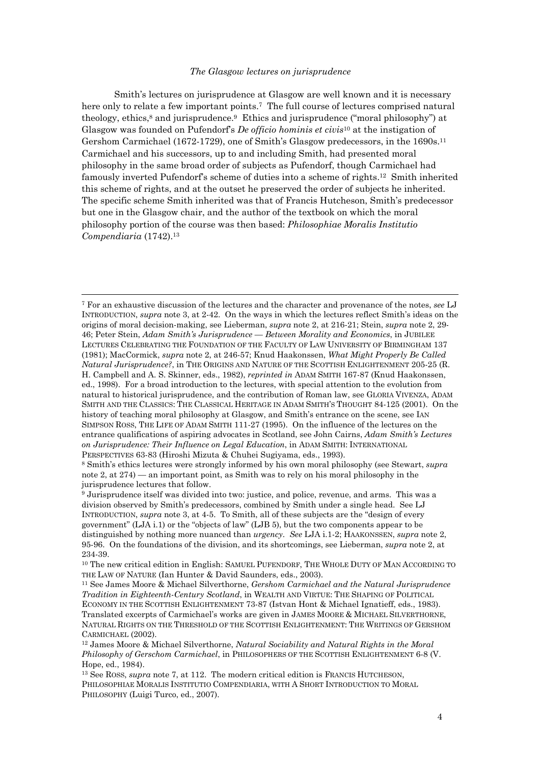### *The Glasgow lectures on jurisprudence*

Smith's lectures on jurisprudence at Glasgow are well known and it is necessary here only to relate a few important points.[7] The full course of lectures comprised natural theology, ethics,[8] and jurisprudence.[9] Ethics and jurisprudence ("moral philosophy") at Glasgow was founded on Pufendorf's *De officio hominis et civis*[10] at the instigation of Gershom Carmichael (1672-1729), one of Smith's Glasgow predecessors, in the 1690s.[11] Carmichael and his successors, up to and including Smith, had presented moral philosophy in the same broad order of subjects as Pufendorf, though Carmichael had famously inverted Pufendorf's scheme of duties into a scheme of rights.[12] Smith inherited this scheme of rights, and at the outset he preserved the order of subjects he inherited. The specific scheme Smith inherited was that of Francis Hutcheson, Smith's predecessor but one in the Glasgow chair, and the author of the textbook on which the moral philosophy portion of the course was then based: *Philosophiae Moralis Institutio Compendiaria* (1742).[13]

---

[7] For an exhaustive discussion of the lectures and the character and provenance of the notes, *see* LJ INTRODUCTION, *supra* note 3, at 2-42. On the ways in which the lectures reflect Smith's ideas on the origins of moral decision-making, see Lieberman, *supra* note 2, at 216-21; Stein, *supra* note 2, 29-46; Peter Stein, *Adam Smith's Jurisprudence — Between Morality and Economics*, in JUBILEE LECTURES CELEBRATING THE FOUNDATION OF THE FACULTY OF LAW UNIVERSITY OF BIRMINGHAM 137 (1981); MacCormick, *supra* note 2, at 246-57; Knud Haakonssen, *What Might Properly Be Called Natural Jurisprudence?*, in THE ORIGINS AND NATURE OF THE SCOTTISH ENLIGHTENMENT 205-25 (R. H. Campbell and A. S. Skinner, eds., 1982), *reprinted in* ADAM SMITH 167-87 (Knud Haakonssen, ed., 1998). For a broad introduction to the lectures, with special attention to the evolution from natural to historical jurisprudence, and the contribution of Roman law, see GLORIA VIVENZA, ADAM SMITH AND THE CLASSICS: THE CLASSICAL HERITAGE IN ADAM SMITH'S THOUGHT 84-125 (2001). On the history of teaching moral philosophy at Glasgow, and Smith's entrance on the scene, see IAN SIMPSON ROSS, THE LIFE OF ADAM SMITH 111-27 (1995). On the influence of the lectures on the entrance qualifications of aspiring advocates in Scotland, see John Cairns, *Adam Smith's Lectures on Jurisprudence: Their Influence on Legal Education*, in ADAM SMITH: INTERNATIONAL PERSPECTIVES 63-83 (Hiroshi Mizuta & Chuhei Sugiyama, eds., 1993).

[8] Smith's ethics lectures were strongly informed by his own moral philosophy (see Stewart, *supra* note 2, at 274) — an important point, as Smith was to rely on his moral philosophy in the jurisprudence lectures that follow.

[9] Jurisprudence itself was divided into two: justice, and police, revenue, and arms. This was a division observed by Smith's predecessors, combined by Smith under a single head. See LJ INTRODUCTION, *supra* note 3, at 4-5. To Smith, all of these subjects are the "design of every government" (LJA i.1) or the "objects of law" (LJB 5), but the two components appear to be distinguished by nothing more nuanced than *urgency*. *See* LJA i.1-2; HAAKONSSEN, *supra* note 2, 95-96. On the foundations of the division, and its shortcomings, see Lieberman, *supra* note 2, at 234-39.

[10] The new critical edition in English: SAMUEL PUFENDORF, THE WHOLE DUTY OF MAN ACCORDING TO THE LAW OF NATURE (Ian Hunter & David Saunders, eds., 2003).

[11] See James Moore & Michael Silverthorne, *Gershom Carmichael and the Natural Jurisprudence Tradition in Eighteenth-Century Scotland*, in WEALTH AND VIRTUE: THE SHAPING OF POLITICAL ECONOMY IN THE SCOTTISH ENLIGHTENMENT 73-87 (Istvan Hont & Michael Ignatieff, eds., 1983). Translated excerpts of Carmichael's works are given in JAMES MOORE & MICHAEL SILVERTHORNE, NATURAL RIGHTS ON THE THRESHOLD OF THE SCOTTISH ENLIGHTENMENT: THE WRITINGS OF GERSHOM CARMICHAEL (2002).

[12] James Moore & Michael Silverthorne, *Natural Sociability and Natural Rights in the Moral Philosophy of Gerschom Carmichael*, in PHILOSOPHERS OF THE SCOTTISH ENLIGHTENMENT 6-8 (V. Hope, ed., 1984).

[13] See ROSS, *supra* note 7, at 112. The modern critical edition is FRANCIS HUTCHESON, PHILOSOPHIAE MORALIS INSTITUTIO COMPENDIARIA, WITH A SHORT INTRODUCTION TO MORAL PHILOSOPHY (Luigi Turco, ed., 2007).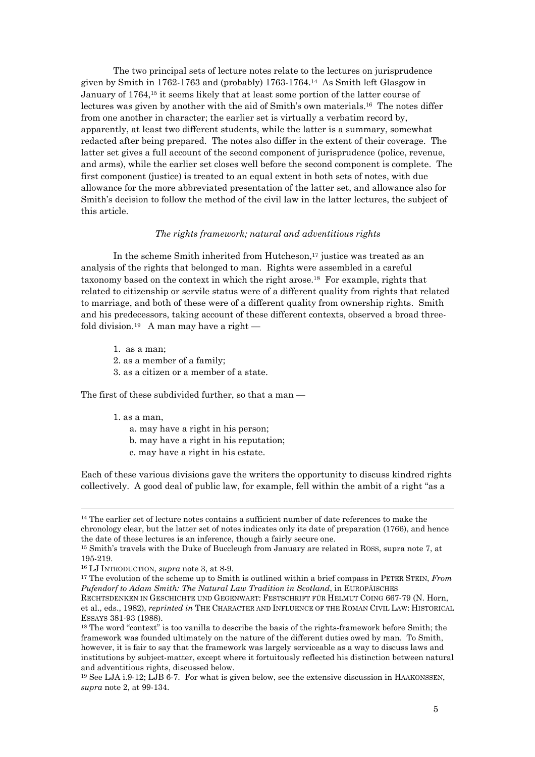The two principal sets of lecture notes relate to the lectures on jurisprudence given by Smith in 1762-1763 and (probably) 1763-1764.[14] As Smith left Glasgow in January of 1764,[15] it seems likely that at least some portion of the latter course of lectures was given by another with the aid of Smith's own materials.[16] The notes differ from one another in character; the earlier set is virtually a verbatim record by, apparently, at least two different students, while the latter is a summary, somewhat redacted after being prepared. The notes also differ in the extent of their coverage. The latter set gives a full account of the second component of jurisprudence (police, revenue, and arms), while the earlier set closes well before the second component is complete. The first component (justice) is treated to an equal extent in both sets of notes, with due allowance for the more abbreviated presentation of the latter set, and allowance also for Smith's decision to follow the method of the civil law in the latter lectures, the subject of this article.

*The rights framework; natural and adventitious rights*

In the scheme Smith inherited from Hutcheson,[17] justice was treated as an analysis of the rights that belonged to man. Rights were assembled in a careful taxonomy based on the context in which the right arose.[18] For example, rights that related to citizenship or servile status were of a different quality from rights that related to marriage, and both of these were of a different quality from ownership rights. Smith and his predecessors, taking account of these different contexts, observed a broad three-fold division.[19] A man may have a right —

1. as a man;
2. as a member of a family;
3. as a citizen or a member of a state.

The first of these subdivided further, so that a man —

1. as a man,
   a. may have a right in his person;
   b. may have a right in his reputation;
   c. may have a right in his estate.

Each of these various divisions gave the writers the opportunity to discuss kindred rights collectively. A good deal of public law, for example, fell within the ambit of a right "as a

---

[14] The earlier set of lecture notes contains a sufficient number of date references to make the chronology clear, but the latter set of notes indicates only its date of preparation (1766), and hence the date of these lectures is an inference, though a fairly secure one.

[15] Smith's travels with the Duke of Buccleugh from January are related in ROSS, supra note 7, at 195-219.

[16] LJ INTRODUCTION, *supra* note 3, at 8-9.

[17] The evolution of the scheme up to Smith is outlined within a brief compass in PETER STEIN, *From Pufendorf to Adam Smith: The Natural Law Tradition in Scotland*, in EUROPÄISCHES RECHTSDENKEN IN GESCHICHTE UND GEGENWART: FESTSCHRIFT FÜR HELMUT COING 667-79 (N. Horn, et al., eds., 1982), *reprinted in* THE CHARACTER AND INFLUENCE OF THE ROMAN CIVIL LAW: HISTORICAL ESSAYS 381-93 (1988).

[18] The word "context" is too vanilla to describe the basis of the rights-framework before Smith; the framework was founded ultimately on the nature of the different duties owed by man. To Smith, however, it is fair to say that the framework was largely serviceable as a way to discuss laws and institutions by subject-matter, except where it fortuitously reflected his distinction between natural and adventitious rights, discussed below.

[19] See LJA i.9-12; LJB 6-7. For what is given below, see the extensive discussion in HAAKONSSEN, *supra* note 2, at 99-134.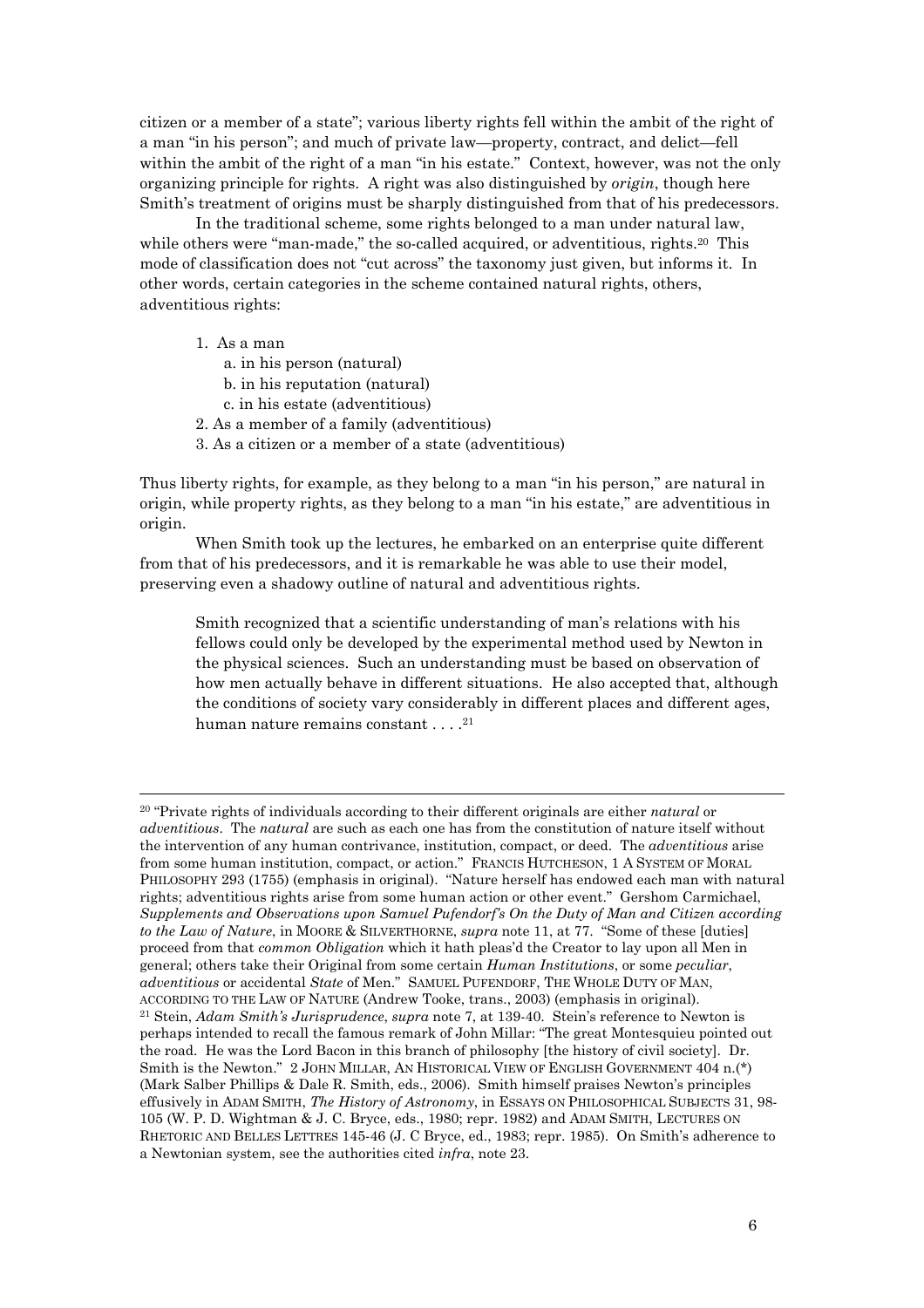citizen or a member of a state"; various liberty rights fell within the ambit of the right of a man "in his person"; and much of private law—property, contract, and delict—fell within the ambit of the right of a man "in his estate." Context, however, was not the only organizing principle for rights. A right was also distinguished by *origin*, though here Smith's treatment of origins must be sharply distinguished from that of his predecessors.

In the traditional scheme, some rights belonged to a man under natural law, while others were "man-made," the so-called acquired, or adventitious, rights.[20] This mode of classification does not "cut across" the taxonomy just given, but informs it. In other words, certain categories in the scheme contained natural rights, others, adventitious rights:

1. As a man
    a. in his person (natural)
    b. in his reputation (natural)
    c. in his estate (adventitious)
2. As a member of a family (adventitious)
3. As a citizen or a member of a state (adventitious)

Thus liberty rights, for example, as they belong to a man "in his person," are natural in origin, while property rights, as they belong to a man "in his estate," are adventitious in origin.

When Smith took up the lectures, he embarked on an enterprise quite different from that of his predecessors, and it is remarkable he was able to use their model, preserving even a shadowy outline of natural and adventitious rights.

> Smith recognized that a scientific understanding of man's relations with his fellows could only be developed by the experimental method used by Newton in the physical sciences. Such an understanding must be based on observation of how men actually behave in different situations. He also accepted that, although the conditions of society vary considerably in different places and different ages, human nature remains constant . . . .[21]

---

[20] "Private rights of individuals according to their different originals are either *natural* or *adventitious*. The *natural* are such as each one has from the constitution of nature itself without the intervention of any human contrivance, institution, compact, or deed. The *adventitious* arise from some human institution, compact, or action." FRANCIS HUTCHESON, 1 A SYSTEM OF MORAL PHILOSOPHY 293 (1755) (emphasis in original). "Nature herself has endowed each man with natural rights; adventitious rights arise from some human action or other event." Gershom Carmichael, *Supplements and Observations upon Samuel Pufendorf's On the Duty of Man and Citizen according to the Law of Nature*, in MOORE & SILVERTHORNE, *supra* note 11, at 77. "Some of these [duties] proceed from that *common Obligation* which it hath pleas'd the Creator to lay upon all Men in general; others take their Original from some certain *Human Institutions*, or some *peculiar*, *adventitious* or accidental *State* of Men." SAMUEL PUFENDORF, THE WHOLE DUTY OF MAN, ACCORDING TO THE LAW OF NATURE (Andrew Tooke, trans., 2003) (emphasis in original).

[21] Stein, *Adam Smith's Jurisprudence*, *supra* note 7, at 139-40. Stein's reference to Newton is perhaps intended to recall the famous remark of John Millar: "The great Montesquieu pointed out the road. He was the Lord Bacon in this branch of philosophy [the history of civil society]. Dr. Smith is the Newton." 2 JOHN MILLAR, AN HISTORICAL VIEW OF ENGLISH GOVERNMENT 404 n.(*) (Mark Salber Phillips & Dale R. Smith, eds., 2006). Smith himself praises Newton's principles effusively in ADAM SMITH, *The History of Astronomy*, in ESSAYS ON PHILOSOPHICAL SUBJECTS 31, 98-105 (W. P. D. Wightman & J. C. Bryce, eds., 1980; repr. 1982) and ADAM SMITH, LECTURES ON RHETORIC AND BELLES LETTRES 145-46 (J. C Bryce, ed., 1983; repr. 1985). On Smith's adherence to a Newtonian system, see the authorities cited *infra*, note 23.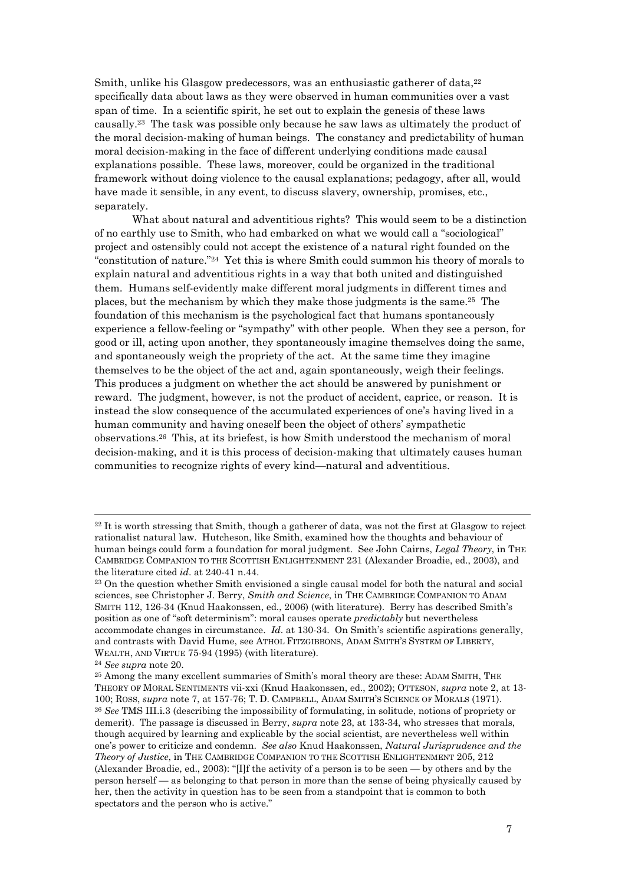Smith, unlike his Glasgow predecessors, was an enthusiastic gatherer of data,[22] specifically data about laws as they were observed in human communities over a vast span of time. In a scientific spirit, he set out to explain the genesis of these laws causally.[23] The task was possible only because he saw laws as ultimately the product of the moral decision-making of human beings. The constancy and predictability of human moral decision-making in the face of different underlying conditions made causal explanations possible. These laws, moreover, could be organized in the traditional framework without doing violence to the causal explanations; pedagogy, after all, would have made it sensible, in any event, to discuss slavery, ownership, promises, etc., separately.

What about natural and adventitious rights? This would seem to be a distinction of no earthly use to Smith, who had embarked on what we would call a "sociological" project and ostensibly could not accept the existence of a natural right founded on the "constitution of nature."[24] Yet this is where Smith could summon his theory of morals to explain natural and adventitious rights in a way that both united and distinguished them. Humans self-evidently make different moral judgments in different times and places, but the mechanism by which they make those judgments is the same.[25] The foundation of this mechanism is the psychological fact that humans spontaneously experience a fellow-feeling or "sympathy" with other people. When they see a person, for good or ill, acting upon another, they spontaneously imagine themselves doing the same, and spontaneously weigh the propriety of the act. At the same time they imagine themselves to be the object of the act and, again spontaneously, weigh their feelings. This produces a judgment on whether the act should be answered by punishment or reward. The judgment, however, is not the product of accident, caprice, or reason. It is instead the slow consequence of the accumulated experiences of one's having lived in a human community and having oneself been the object of others' sympathetic observations.[26] This, at its briefest, is how Smith understood the mechanism of moral decision-making, and it is this process of decision-making that ultimately causes human communities to recognize rights of every kind—natural and adventitious.

---

[22] It is worth stressing that Smith, though a gatherer of data, was not the first at Glasgow to reject rationalist natural law. Hutcheson, like Smith, examined how the thoughts and behaviour of human beings could form a foundation for moral judgment. See John Cairns, *Legal Theory*, in THE CAMBRIDGE COMPANION TO THE SCOTTISH ENLIGHTENMENT 231 (Alexander Broadie, ed., 2003), and the literature cited *id*. at 240-41 n.44.

[23] On the question whether Smith envisioned a single causal model for both the natural and social sciences, see Christopher J. Berry, *Smith and Science*, in THE CAMBRIDGE COMPANION TO ADAM SMITH 112, 126-34 (Knud Haakonssen, ed., 2006) (with literature). Berry has described Smith's position as one of "soft determinism": moral causes operate *predictably* but nevertheless accommodate changes in circumstance. *Id*. at 130-34. On Smith's scientific aspirations generally, and contrasts with David Hume, see ATHOL FITZGIBBONS, ADAM SMITH'S SYSTEM OF LIBERTY, WEALTH, AND VIRTUE 75-94 (1995) (with literature).

[24] *See supra* note 20.

[25] Among the many excellent summaries of Smith's moral theory are these: ADAM SMITH, THE THEORY OF MORAL SENTIMENTS vii-xxi (Knud Haakonssen, ed., 2002); OTTESON, *supra* note 2, at 13-100; ROSS, *supra* note 7, at 157-76; T. D. CAMPBELL, ADAM SMITH'S SCIENCE OF MORALS (1971).

[26] *See* TMS III.i.3 (describing the impossibility of formulating, in solitude, notions of propriety or demerit). The passage is discussed in Berry, *supra* note 23, at 133-34, who stresses that morals, though acquired by learning and explicable by the social scientist, are nevertheless well within one's power to criticize and condemn. *See also* Knud Haakonssen, *Natural Jurisprudence and the Theory of Justice*, in THE CAMBRIDGE COMPANION TO THE SCOTTISH ENLIGHTENMENT 205, 212 (Alexander Broadie, ed., 2003): "[I]f the activity of a person is to be seen — by others and by the person herself — as belonging to that person in more than the sense of being physically caused by her, then the activity in question has to be seen from a standpoint that is common to both spectators and the person who is active."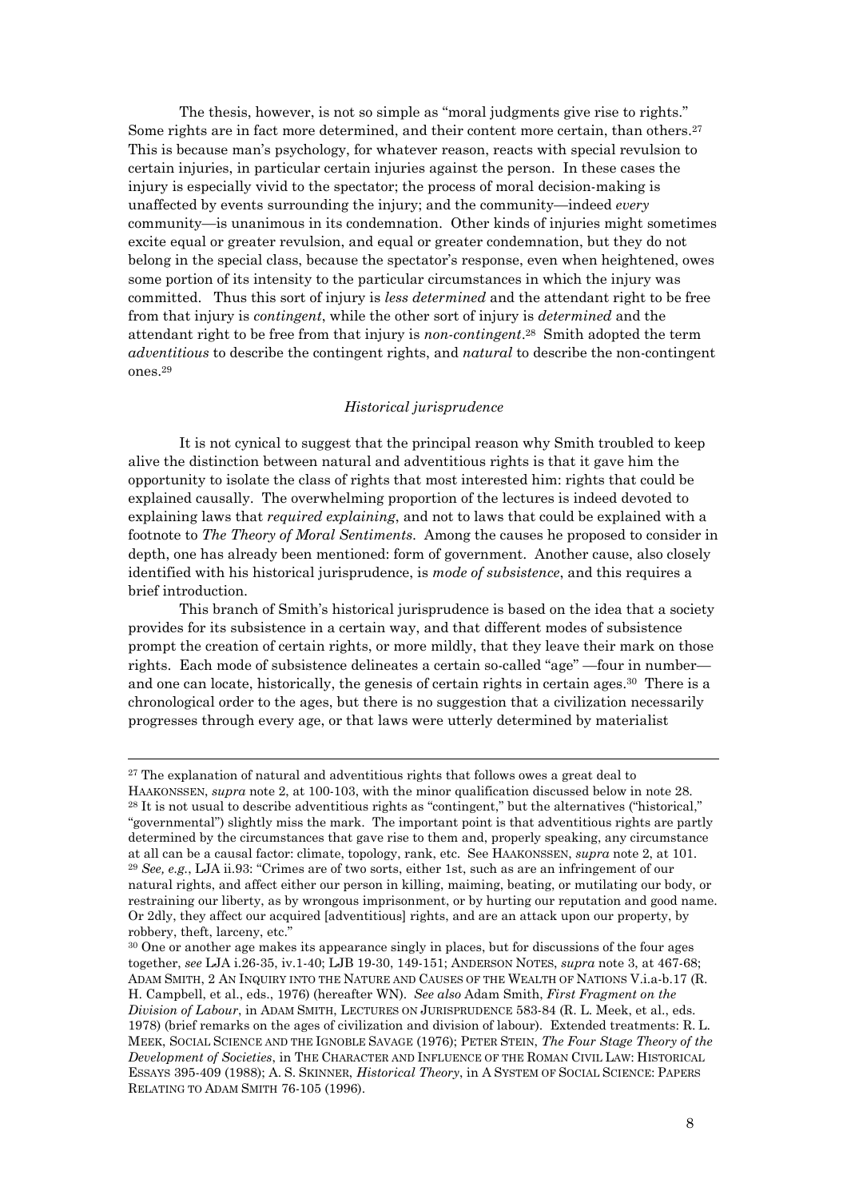The thesis, however, is not so simple as "moral judgments give rise to rights." Some rights are in fact more determined, and their content more certain, than others.[27] This is because man's psychology, for whatever reason, reacts with special revulsion to certain injuries, in particular certain injuries against the person. In these cases the injury is especially vivid to the spectator; the process of moral decision-making is unaffected by events surrounding the injury; and the community—indeed *every* community—is unanimous in its condemnation. Other kinds of injuries might sometimes excite equal or greater revulsion, and equal or greater condemnation, but they do not belong in the special class, because the spectator's response, even when heightened, owes some portion of its intensity to the particular circumstances in which the injury was committed. Thus this sort of injury is *less determined* and the attendant right to be free from that injury is *contingent*, while the other sort of injury is *determined* and the attendant right to be free from that injury is *non-contingent*.[28] Smith adopted the term *adventitious* to describe the contingent rights, and *natural* to describe the non-contingent ones.[29]

### *Historical jurisprudence*

It is not cynical to suggest that the principal reason why Smith troubled to keep alive the distinction between natural and adventitious rights is that it gave him the opportunity to isolate the class of rights that most interested him: rights that could be explained causally. The overwhelming proportion of the lectures is indeed devoted to explaining laws that *required explaining*, and not to laws that could be explained with a footnote to *The Theory of Moral Sentiments*. Among the causes he proposed to consider in depth, one has already been mentioned: form of government. Another cause, also closely identified with his historical jurisprudence, is *mode of subsistence*, and this requires a brief introduction.

This branch of Smith's historical jurisprudence is based on the idea that a society provides for its subsistence in a certain way, and that different modes of subsistence prompt the creation of certain rights, or more mildly, that they leave their mark on those rights. Each mode of subsistence delineates a certain so-called "age" —four in number—and one can locate, historically, the genesis of certain rights in certain ages.[30] There is a chronological order to the ages, but there is no suggestion that a civilization necessarily progresses through every age, or that laws were utterly determined by materialist

---

[27] The explanation of natural and adventitious rights that follows owes a great deal to HAAKONSSEN, *supra* note 2, at 100-103, with the minor qualification discussed below in note 28.

[28] It is not usual to describe adventitious rights as "contingent," but the alternatives ("historical," "governmental") slightly miss the mark. The important point is that adventitious rights are partly determined by the circumstances that gave rise to them and, properly speaking, any circumstance at all can be a causal factor: climate, topology, rank, etc. See HAAKONSSEN, *supra* note 2, at 101.

[29] *See, e.g.*, LJA ii.93: "Crimes are of two sorts, either 1st, such as are an infringement of our natural rights, and affect either our person in killing, maiming, beating, or mutilating our body, or restraining our liberty, as by wrongous imprisonment, or by hurting our reputation and good name. Or 2dly, they affect our acquired [adventitious] rights, and are an attack upon our property, by robbery, theft, larceny, etc."

[30] One or another age makes its appearance singly in places, but for discussions of the four ages together, *see* LJA i.26-35, iv.1-40; LJB 19-30, 149-151; ANDERSON NOTES, *supra* note 3, at 467-68; ADAM SMITH, 2 AN INQUIRY INTO THE NATURE AND CAUSES OF THE WEALTH OF NATIONS V.i.a-b.17 (R. H. Campbell, et al., eds., 1976) (hereafter WN). *See also* Adam Smith, *First Fragment on the Division of Labour*, in ADAM SMITH, LECTURES ON JURISPRUDENCE 583-84 (R. L. Meek, et al., eds. 1978) (brief remarks on the ages of civilization and division of labour). Extended treatments: R. L. MEEK, SOCIAL SCIENCE AND THE IGNOBLE SAVAGE (1976); PETER STEIN, *The Four Stage Theory of the Development of Societies*, in THE CHARACTER AND INFLUENCE OF THE ROMAN CIVIL LAW: HISTORICAL ESSAYS 395-409 (1988); A. S. SKINNER, *Historical Theory*, in A SYSTEM OF SOCIAL SCIENCE: PAPERS RELATING TO ADAM SMITH 76-105 (1996).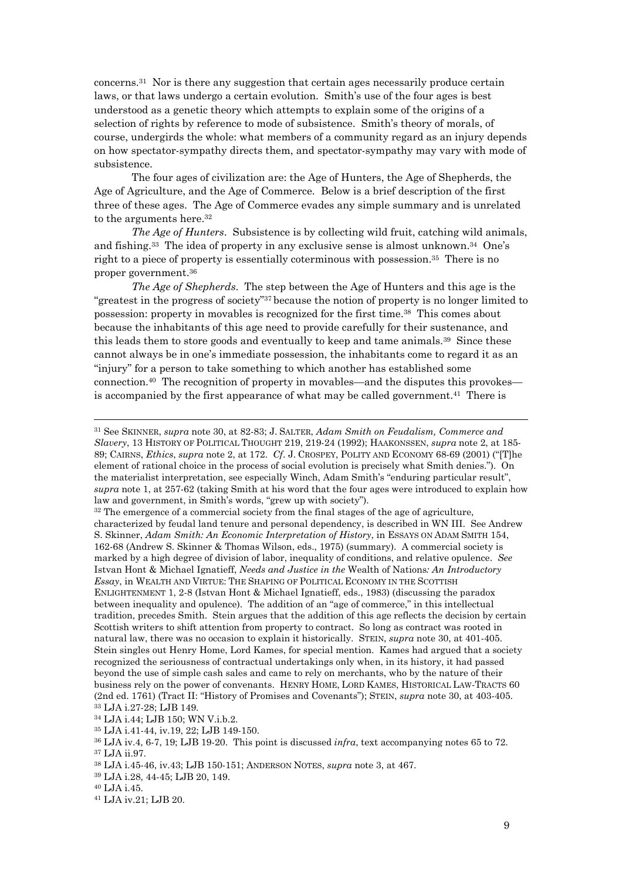concerns.[31] Nor is there any suggestion that certain ages necessarily produce certain laws, or that laws undergo a certain evolution. Smith's use of the four ages is best understood as a genetic theory which attempts to explain some of the origins of a selection of rights by reference to mode of subsistence. Smith's theory of morals, of course, undergirds the whole: what members of a community regard as an injury depends on how spectator-sympathy directs them, and spectator-sympathy may vary with mode of subsistence.

The four ages of civilization are: the Age of Hunters, the Age of Shepherds, the Age of Agriculture, and the Age of Commerce. Below is a brief description of the first three of these ages. The Age of Commerce evades any simple summary and is unrelated to the arguments here.[32]

*The Age of Hunters*. Subsistence is by collecting wild fruit, catching wild animals, and fishing.[33] The idea of property in any exclusive sense is almost unknown.[34] One's right to a piece of property is essentially coterminous with possession.[35] There is no proper government.[36]

*The Age of Shepherds*. The step between the Age of Hunters and this age is the "greatest in the progress of society"[37] because the notion of property is no longer limited to possession: property in movables is recognized for the first time.[38] This comes about because the inhabitants of this age need to provide carefully for their sustenance, and this leads them to store goods and eventually to keep and tame animals.[39] Since these cannot always be in one's immediate possession, the inhabitants come to regard it as an "injury" for a person to take something to which another has established some connection.[40] The recognition of property in movables—and the disputes this provokes—is accompanied by the first appearance of what may be called government.[41] There is

---

[31] See SKINNER, *supra* note 30, at 82-83; J. SALTER, *Adam Smith on Feudalism, Commerce and Slavery*, 13 HISTORY OF POLITICAL THOUGHT 219, 219-24 (1992); HAAKONSSEN, *supra* note 2, at 185-89; CAIRNS, *Ethics*, *supra* note 2, at 172. *Cf*. J. CROSPEY, POLITY AND ECONOMY 68-69 (2001) ("[T]he element of rational choice in the process of social evolution is precisely what Smith denies."). On the materialist interpretation, see especially Winch, Adam Smith's "enduring particular result", *supra* note 1, at 257-62 (taking Smith at his word that the four ages were introduced to explain how law and government, in Smith's words, "grew up with society").

[32] The emergence of a commercial society from the final stages of the age of agriculture, characterized by feudal land tenure and personal dependency, is described in WN III. See Andrew S. Skinner, *Adam Smith: An Economic Interpretation of History*, in ESSAYS ON ADAM SMITH 154, 162-68 (Andrew S. Skinner & Thomas Wilson, eds., 1975) (summary). A commercial society is marked by a high degree of division of labor, inequality of conditions, and relative opulence. *See* Istvan Hont & Michael Ignatieff, *Needs and Justice in the* Wealth of Nations*: An Introductory Essay*, in WEALTH AND VIRTUE: THE SHAPING OF POLITICAL ECONOMY IN THE SCOTTISH ENLIGHTENMENT 1, 2-8 (Istvan Hont & Michael Ignatieff, eds., 1983) (discussing the paradox between inequality and opulence). The addition of an "age of commerce," in this intellectual tradition, precedes Smith. Stein argues that the addition of this age reflects the decision by certain Scottish writers to shift attention from property to contract. So long as contract was rooted in natural law, there was no occasion to explain it historically. STEIN, *supra* note 30, at 401-405. Stein singles out Henry Home, Lord Kames, for special mention. Kames had argued that a society recognized the seriousness of contractual undertakings only when, in its history, it had passed beyond the use of simple cash sales and came to rely on merchants, who by the nature of their business rely on the power of convenants. HENRY HOME, LORD KAMES, HISTORICAL LAW-TRACTS 60 (2nd ed. 1761) (Tract II: "History of Promises and Covenants"); STEIN, *supra* note 30, at 403-405.

[33] LJA i.27-28; LJB 149.

[34] LJA i.44; LJB 150; WN V.i.b.2.

[35] LJA i.41-44, iv.19, 22; LJB 149-150.

[36] LJA iv.4, 6-7, 19; LJB 19-20. This point is discussed *infra*, text accompanying notes 65 to 72.

[37] LJA ii.97.

[38] LJA i.45-46, iv.43; LJB 150-151; ANDERSON NOTES, *supra* note 3, at 467.

[39] LJA i.28, 44-45; LJB 20, 149.

[40] LJA i.45.

[41] LJA iv.21; LJB 20.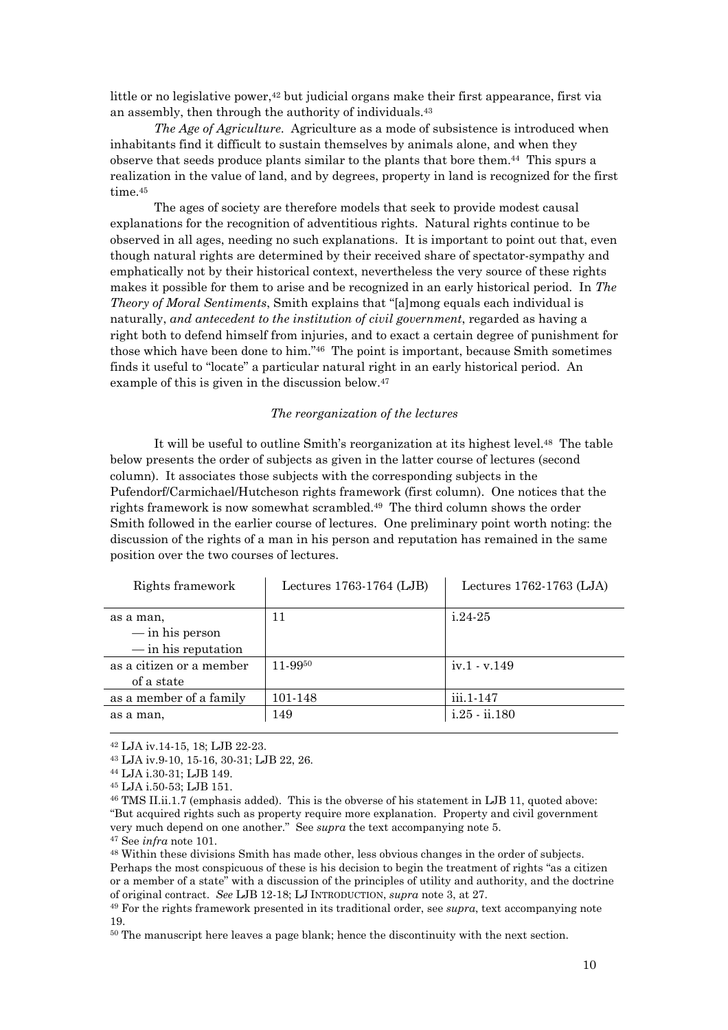little or no legislative power,[42] but judicial organs make their first appearance, first via an assembly, then through the authority of individuals.[43]

*The Age of Agriculture*. Agriculture as a mode of subsistence is introduced when inhabitants find it difficult to sustain themselves by animals alone, and when they observe that seeds produce plants similar to the plants that bore them.[44] This spurs a realization in the value of land, and by degrees, property in land is recognized for the first time.[45]

The ages of society are therefore models that seek to provide modest causal explanations for the recognition of adventitious rights. Natural rights continue to be observed in all ages, needing no such explanations. It is important to point out that, even though natural rights are determined by their received share of spectator-sympathy and emphatically not by their historical context, nevertheless the very source of these rights makes it possible for them to arise and be recognized in an early historical period. In *The Theory of Moral Sentiments*, Smith explains that "[a]mong equals each individual is naturally, *and antecedent to the institution of civil government*, regarded as having a right both to defend himself from injuries, and to exact a certain degree of punishment for those which have been done to him."[46] The point is important, because Smith sometimes finds it useful to "locate" a particular natural right in an early historical period. An example of this is given in the discussion below.[47]

### *The reorganization of the lectures*

It will be useful to outline Smith's reorganization at its highest level.[48] The table below presents the order of subjects as given in the latter course of lectures (second column). It associates those subjects with the corresponding subjects in the Pufendorf/Carmichael/Hutcheson rights framework (first column). One notices that the rights framework is now somewhat scrambled.[49] The third column shows the order Smith followed in the earlier course of lectures. One preliminary point worth noting: the discussion of the rights of a man in his person and reputation has remained in the same position over the two courses of lectures.

| Rights framework | Lectures 1763-1764 (LJB) | Lectures 1762-1763 (LJA) |
|---|---|---|
| as a man, — in his person — in his reputation | 11 | i.24-25 |
| as a citizen or a member of a state | 11-99[50] | iv.1 - v.149 |
| as a member of a family | 101-148 | iii.1-147 |
| as a man, | 149 | i.25 - ii.180 |

---

[42] LJA iv.14-15, 18; LJB 22-23.

[43] LJA iv.9-10, 15-16, 30-31; LJB 22, 26.

[44] LJA i.30-31; LJB 149.

[45] LJA i.50-53; LJB 151.

[46] TMS II.ii.1.7 (emphasis added). This is the obverse of his statement in LJB 11, quoted above: "But acquired rights such as property require more explanation. Property and civil government very much depend on one another." See *supra* the text accompanying note 5.

[47] See *infra* note 101.

[48] Within these divisions Smith has made other, less obvious changes in the order of subjects. Perhaps the most conspicuous of these is his decision to begin the treatment of rights "as a citizen or a member of a state" with a discussion of the principles of utility and authority, and the doctrine of original contract. *See* LJB 12-18; LJ INTRODUCTION, *supra* note 3, at 27.

[49] For the rights framework presented in its traditional order, see *supra*, text accompanying note 19.

[50] The manuscript here leaves a page blank; hence the discontinuity with the next section.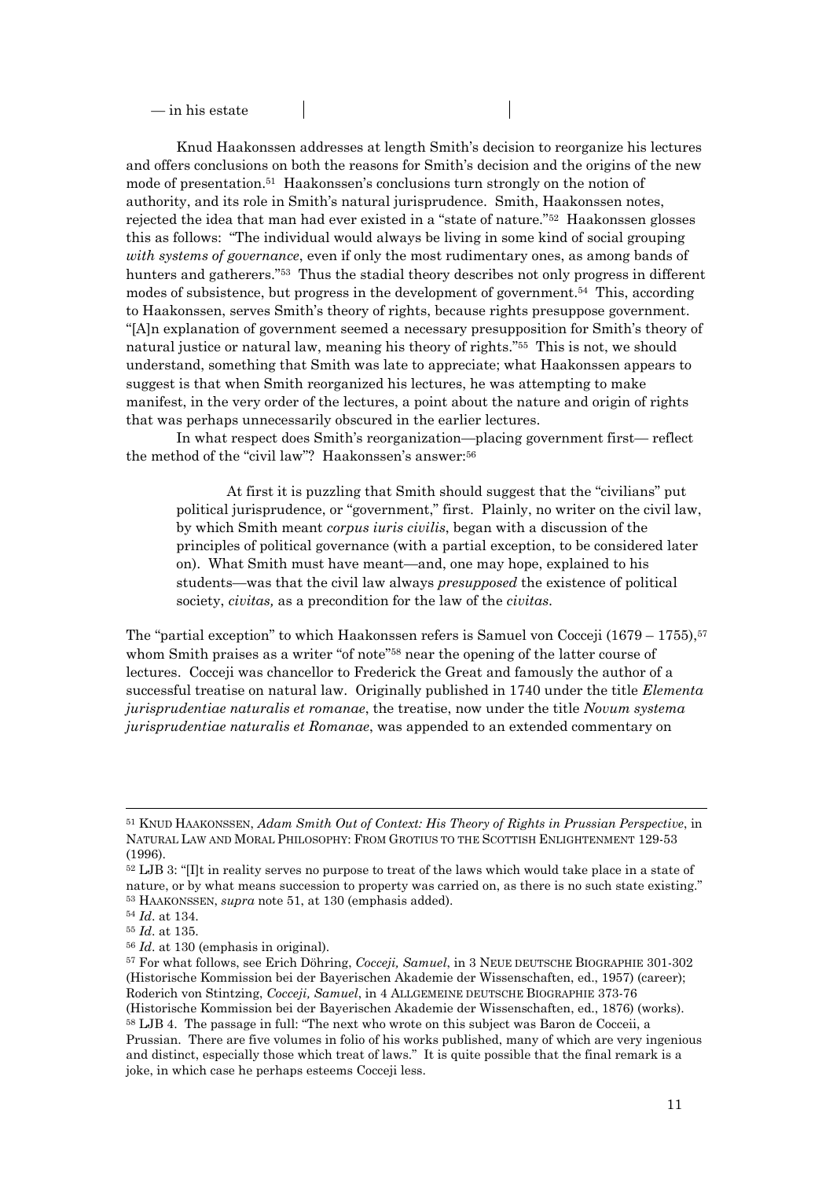— in his estate

Knud Haakonssen addresses at length Smith's decision to reorganize his lectures and offers conclusions on both the reasons for Smith's decision and the origins of the new mode of presentation.[51] Haakonssen's conclusions turn strongly on the notion of authority, and its role in Smith's natural jurisprudence. Smith, Haakonssen notes, rejected the idea that man had ever existed in a "state of nature."[52] Haakonssen glosses this as follows: "The individual would always be living in some kind of social grouping *with systems of governance*, even if only the most rudimentary ones, as among bands of hunters and gatherers."[53] Thus the stadial theory describes not only progress in different modes of subsistence, but progress in the development of government.[54] This, according to Haakonssen, serves Smith's theory of rights, because rights presuppose government. "[A]n explanation of government seemed a necessary presupposition for Smith's theory of natural justice or natural law, meaning his theory of rights."[55] This is not, we should understand, something that Smith was late to appreciate; what Haakonssen appears to suggest is that when Smith reorganized his lectures, he was attempting to make manifest, in the very order of the lectures, a point about the nature and origin of rights that was perhaps unnecessarily obscured in the earlier lectures.

In what respect does Smith's reorganization—placing government first— reflect the method of the "civil law"? Haakonssen's answer:[56]

> At first it is puzzling that Smith should suggest that the "civilians" put political jurisprudence, or "government," first. Plainly, no writer on the civil law, by which Smith meant *corpus iuris civilis*, began with a discussion of the principles of political governance (with a partial exception, to be considered later on). What Smith must have meant—and, one may hope, explained to his students—was that the civil law always *presupposed* the existence of political society, *civitas,* as a precondition for the law of the *civitas*.

The "partial exception" to which Haakonssen refers is Samuel von Cocceji (1679 – 1755),[57] whom Smith praises as a writer "of note"[58] near the opening of the latter course of lectures. Cocceji was chancellor to Frederick the Great and famously the author of a successful treatise on natural law. Originally published in 1740 under the title *Elementa jurisprudentiae naturalis et romanae*, the treatise, now under the title *Novum systema jurisprudentiae naturalis et Romanae*, was appended to an extended commentary on

---

[51] KNUD HAAKONSSEN, *Adam Smith Out of Context: His Theory of Rights in Prussian Perspective*, in NATURAL LAW AND MORAL PHILOSOPHY: FROM GROTIUS TO THE SCOTTISH ENLIGHTENMENT 129-53 (1996).

[52] LJB 3: "[I]t in reality serves no purpose to treat of the laws which would take place in a state of nature, or by what means succession to property was carried on, as there is no such state existing."

[53] HAAKONSSEN, *supra* note 51, at 130 (emphasis added).

[54] *Id*. at 134.

[55] *Id*. at 135.

[56] *Id*. at 130 (emphasis in original).

[57] For what follows, see Erich Döhring, *Cocceji, Samuel*, in 3 NEUE DEUTSCHE BIOGRAPHIE 301-302 (Historische Kommission bei der Bayerischen Akademie der Wissenschaften, ed., 1957) (career); Roderich von Stintzing, *Cocceji, Samuel*, in 4 ALLGEMEINE DEUTSCHE BIOGRAPHIE 373-76 (Historische Kommission bei der Bayerischen Akademie der Wissenschaften, ed., 1876) (works).

[58] LJB 4. The passage in full: "The next who wrote on this subject was Baron de Cocceii, a Prussian. There are five volumes in folio of his works published, many of which are very ingenious and distinct, especially those which treat of laws." It is quite possible that the final remark is a joke, in which case he perhaps esteems Cocceji less.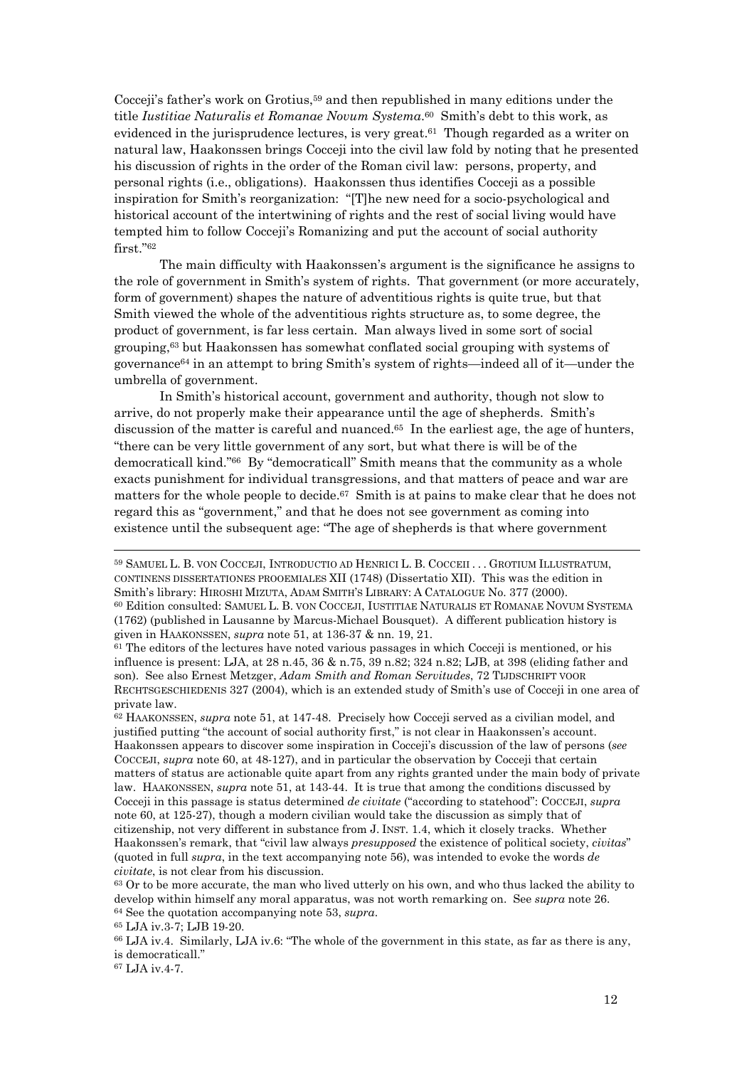Cocceji's father's work on Grotius,[59] and then republished in many editions under the title *Iustitiae Naturalis et Romanae Novum Systema*.[60] Smith's debt to this work, as evidenced in the jurisprudence lectures, is very great.[61] Though regarded as a writer on natural law, Haakonssen brings Cocceji into the civil law fold by noting that he presented his discussion of rights in the order of the Roman civil law: persons, property, and personal rights (i.e., obligations). Haakonssen thus identifies Cocceji as a possible inspiration for Smith's reorganization: "[T]he new need for a socio-psychological and historical account of the intertwining of rights and the rest of social living would have tempted him to follow Cocceji's Romanizing and put the account of social authority first."[62]

The main difficulty with Haakonssen's argument is the significance he assigns to the role of government in Smith's system of rights. That government (or more accurately, form of government) shapes the nature of adventitious rights is quite true, but that Smith viewed the whole of the adventitious rights structure as, to some degree, the product of government, is far less certain. Man always lived in some sort of social grouping,[63] but Haakonssen has somewhat conflated social grouping with systems of governance[64] in an attempt to bring Smith's system of rights—indeed all of it—under the umbrella of government.

In Smith's historical account, government and authority, though not slow to arrive, do not properly make their appearance until the age of shepherds. Smith's discussion of the matter is careful and nuanced.[65] In the earliest age, the age of hunters, "there can be very little government of any sort, but what there is will be of the democraticall kind."[66] By "democraticall" Smith means that the community as a whole exacts punishment for individual transgressions, and that matters of peace and war are matters for the whole people to decide.[67] Smith is at pains to make clear that he does not regard this as "government," and that he does not see government as coming into existence until the subsequent age: "The age of shepherds is that where government

---

[59] SAMUEL L. B. VON COCCEJI, INTRODUCTIO AD HENRICI L. B. COCCEII . . . GROTIUM ILLUSTRATUM, CONTINENS DISSERTATIONES PROOEMIALES XII (1748) (Dissertatio XII). This was the edition in Smith's library: HIROSHI MIZUTA, ADAM SMITH'S LIBRARY: A CATALOGUE No. 377 (2000).

[60] Edition consulted: SAMUEL L. B. VON COCCEJI, IUSTITIAE NATURALIS ET ROMANAE NOVUM SYSTEMA (1762) (published in Lausanne by Marcus-Michael Bousquet). A different publication history is given in HAAKONSSEN, *supra* note 51, at 136-37 & nn. 19, 21.

[61] The editors of the lectures have noted various passages in which Cocceji is mentioned, or his influence is present: LJA, at 28 n.45, 36 & n.75, 39 n.82; 324 n.82; LJB, at 398 (eliding father and son). See also Ernest Metzger, *Adam Smith and Roman Servitudes*, 72 TIJDSCHRIFT VOOR RECHTSGESCHIEDENIS 327 (2004), which is an extended study of Smith's use of Cocceji in one area of private law.

[62] HAAKONSSEN, *supra* note 51, at 147-48. Precisely how Cocceji served as a civilian model, and justified putting "the account of social authority first," is not clear in Haakonssen's account. Haakonssen appears to discover some inspiration in Cocceji's discussion of the law of persons (*see* COCCEJI, *supra* note 60, at 48-127), and in particular the observation by Cocceji that certain matters of status are actionable quite apart from any rights granted under the main body of private law. HAAKONSSEN, *supra* note 51, at 143-44. It is true that among the conditions discussed by Cocceji in this passage is status determined *de civitate* ("according to statehood": COCCEJI, *supra* note 60, at 125-27), though a modern civilian would take the discussion as simply that of citizenship, not very different in substance from J. INST. 1.4, which it closely tracks. Whether Haakonssen's remark, that "civil law always *presupposed* the existence of political society, *civitas*" (quoted in full *supra*, in the text accompanying note 56), was intended to evoke the words *de civitate*, is not clear from his discussion.

[63] Or to be more accurate, the man who lived utterly on his own, and who thus lacked the ability to develop within himself any moral apparatus, was not worth remarking on. See *supra* note 26.

[64] See the quotation accompanying note 53, *supra*.

[65] LJA iv.3-7; LJB 19-20.

[66] LJA iv.4. Similarly, LJA iv.6: "The whole of the government in this state, as far as there is any, is democraticall."

[67] LJA iv.4-7.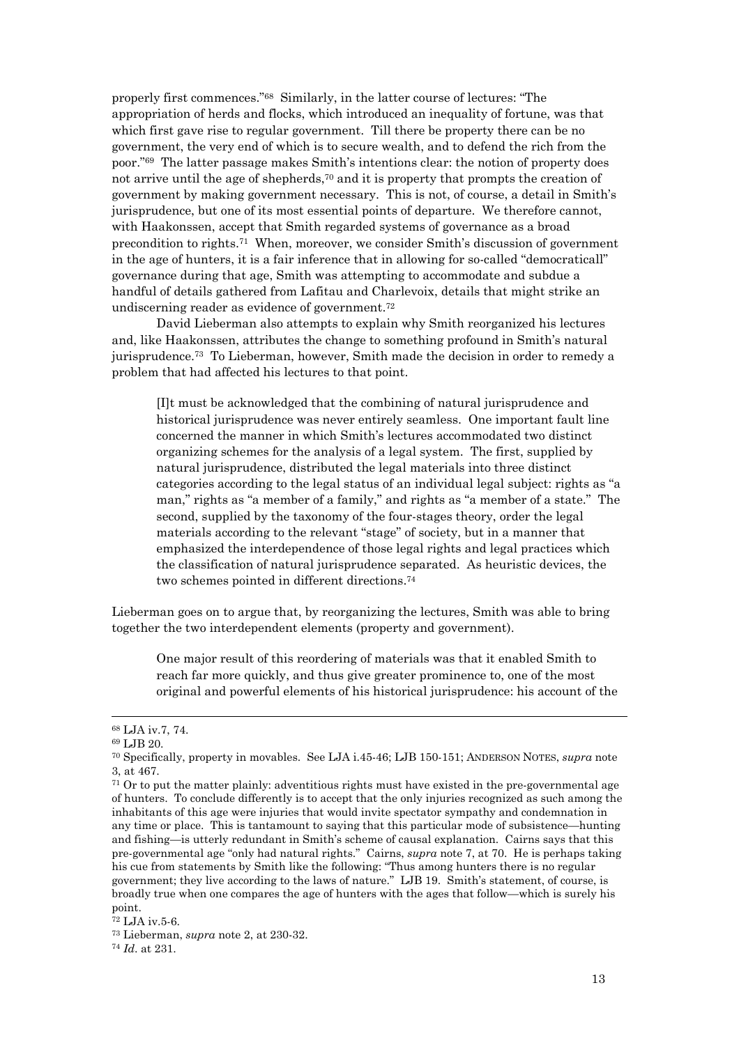properly first commences."[68] Similarly, in the latter course of lectures: "The appropriation of herds and flocks, which introduced an inequality of fortune, was that which first gave rise to regular government. Till there be property there can be no government, the very end of which is to secure wealth, and to defend the rich from the poor."[69] The latter passage makes Smith's intentions clear: the notion of property does not arrive until the age of shepherds,[70] and it is property that prompts the creation of government by making government necessary. This is not, of course, a detail in Smith's jurisprudence, but one of its most essential points of departure. We therefore cannot, with Haakonssen, accept that Smith regarded systems of governance as a broad precondition to rights.[71] When, moreover, we consider Smith's discussion of government in the age of hunters, it is a fair inference that in allowing for so-called "democraticall" governance during that age, Smith was attempting to accommodate and subdue a handful of details gathered from Lafitau and Charlevoix, details that might strike an undiscerning reader as evidence of government.[72]

David Lieberman also attempts to explain why Smith reorganized his lectures and, like Haakonssen, attributes the change to something profound in Smith's natural jurisprudence.[73] To Lieberman, however, Smith made the decision in order to remedy a problem that had affected his lectures to that point.

> [I]t must be acknowledged that the combining of natural jurisprudence and historical jurisprudence was never entirely seamless. One important fault line concerned the manner in which Smith's lectures accommodated two distinct organizing schemes for the analysis of a legal system. The first, supplied by natural jurisprudence, distributed the legal materials into three distinct categories according to the legal status of an individual legal subject: rights as "a man," rights as "a member of a family," and rights as "a member of a state." The second, supplied by the taxonomy of the four-stages theory, order the legal materials according to the relevant "stage" of society, but in a manner that emphasized the interdependence of those legal rights and legal practices which the classification of natural jurisprudence separated. As heuristic devices, the two schemes pointed in different directions.[74]

Lieberman goes on to argue that, by reorganizing the lectures, Smith was able to bring together the two interdependent elements (property and government).

> One major result of this reordering of materials was that it enabled Smith to reach far more quickly, and thus give greater prominence to, one of the most original and powerful elements of his historical jurisprudence: his account of the

---

[68] LJA iv.7, 74.

[69] LJB 20.

[70] Specifically, property in movables. See LJA i.45-46; LJB 150-151; ANDERSON NOTES, *supra* note 3, at 467.

[71] Or to put the matter plainly: adventitious rights must have existed in the pre-governmental age of hunters. To conclude differently is to accept that the only injuries recognized as such among the inhabitants of this age were injuries that would invite spectator sympathy and condemnation in any time or place. This is tantamount to saying that this particular mode of subsistence—hunting and fishing—is utterly redundant in Smith's scheme of causal explanation. Cairns says that this pre-governmental age "only had natural rights." Cairns, *supra* note 7, at 70. He is perhaps taking his cue from statements by Smith like the following: "Thus among hunters there is no regular government; they live according to the laws of nature." LJB 19. Smith's statement, of course, is broadly true when one compares the age of hunters with the ages that follow—which is surely his point.

[72] LJA iv.5-6.

[73] Lieberman, *supra* note 2, at 230-32.

[74] *Id*. at 231.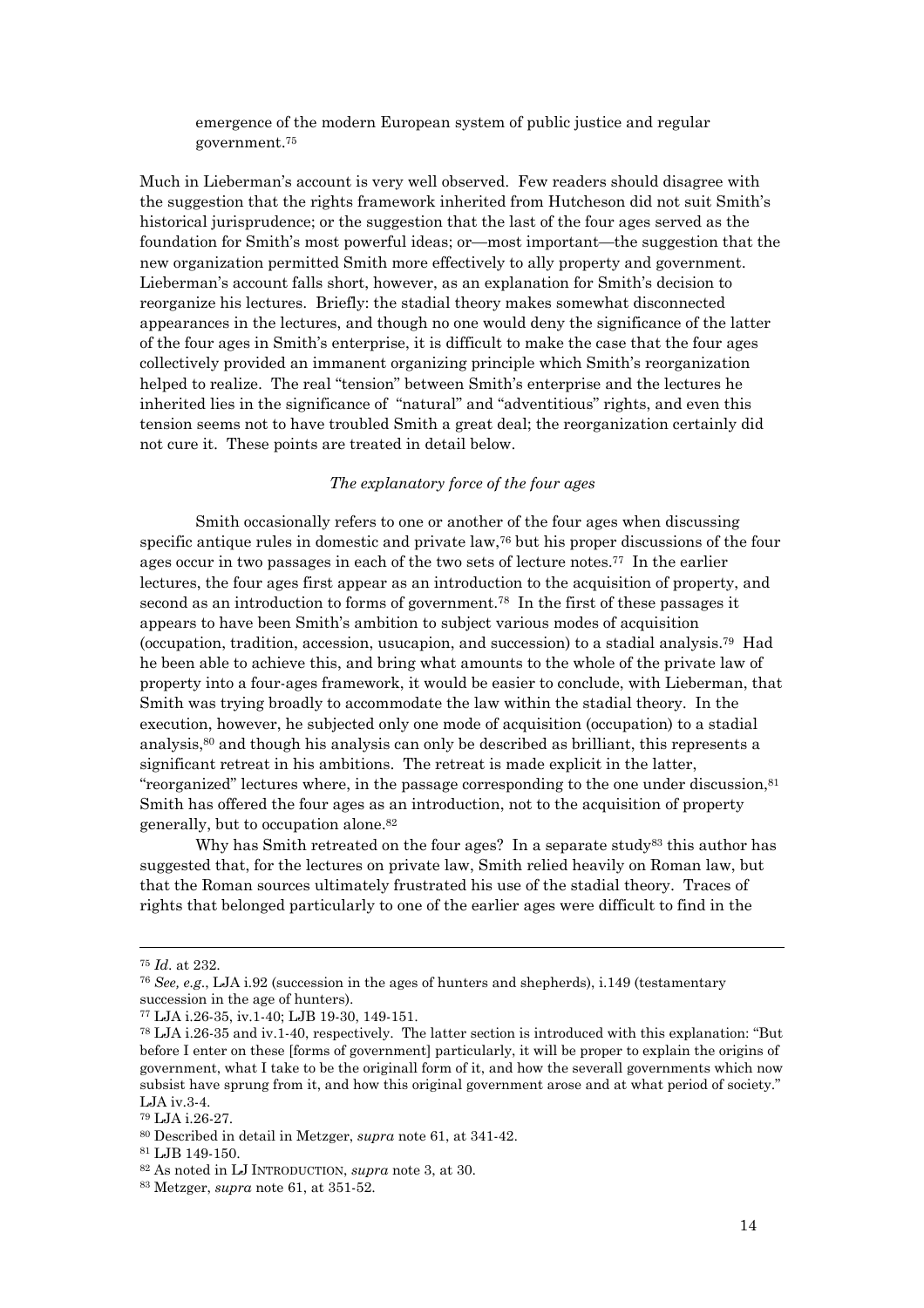emergence of the modern European system of public justice and regular government.[75]

Much in Lieberman's account is very well observed. Few readers should disagree with the suggestion that the rights framework inherited from Hutcheson did not suit Smith's historical jurisprudence; or the suggestion that the last of the four ages served as the foundation for Smith's most powerful ideas; or—most important—the suggestion that the new organization permitted Smith more effectively to ally property and government. Lieberman's account falls short, however, as an explanation for Smith's decision to reorganize his lectures. Briefly: the stadial theory makes somewhat disconnected appearances in the lectures, and though no one would deny the significance of the latter of the four ages in Smith's enterprise, it is difficult to make the case that the four ages collectively provided an immanent organizing principle which Smith's reorganization helped to realize. The real "tension" between Smith's enterprise and the lectures he inherited lies in the significance of "natural" and "adventitious" rights, and even this tension seems not to have troubled Smith a great deal; the reorganization certainly did not cure it. These points are treated in detail below.

*The explanatory force of the four ages*

Smith occasionally refers to one or another of the four ages when discussing specific antique rules in domestic and private law,[76] but his proper discussions of the four ages occur in two passages in each of the two sets of lecture notes.[77] In the earlier lectures, the four ages first appear as an introduction to the acquisition of property, and second as an introduction to forms of government.[78] In the first of these passages it appears to have been Smith's ambition to subject various modes of acquisition (occupation, tradition, accession, usucapion, and succession) to a stadial analysis.[79] Had he been able to achieve this, and bring what amounts to the whole of the private law of property into a four-ages framework, it would be easier to conclude, with Lieberman, that Smith was trying broadly to accommodate the law within the stadial theory. In the execution, however, he subjected only one mode of acquisition (occupation) to a stadial analysis,[80] and though his analysis can only be described as brilliant, this represents a significant retreat in his ambitions. The retreat is made explicit in the latter, "reorganized" lectures where, in the passage corresponding to the one under discussion,[81] Smith has offered the four ages as an introduction, not to the acquisition of property generally, but to occupation alone.[82]

Why has Smith retreated on the four ages? In a separate study[83] this author has suggested that, for the lectures on private law, Smith relied heavily on Roman law, but that the Roman sources ultimately frustrated his use of the stadial theory. Traces of rights that belonged particularly to one of the earlier ages were difficult to find in the

---

[75] *Id*. at 232.

[76] *See, e.g*., LJA i.92 (succession in the ages of hunters and shepherds), i.149 (testamentary succession in the age of hunters).

[77] LJA i.26-35, iv.1-40; LJB 19-30, 149-151.

[78] LJA i.26-35 and iv.1-40, respectively. The latter section is introduced with this explanation: "But before I enter on these [forms of government] particularly, it will be proper to explain the origins of government, what I take to be the originall form of it, and how the severall governments which now subsist have sprung from it, and how this original government arose and at what period of society." LJA iv.3-4.

[79] LJA i.26-27.

[80] Described in detail in Metzger, *supra* note 61, at 341-42.

[81] LJB 149-150.

[82] As noted in LJ INTRODUCTION, *supra* note 3, at 30.

[83] Metzger, *supra* note 61, at 351-52.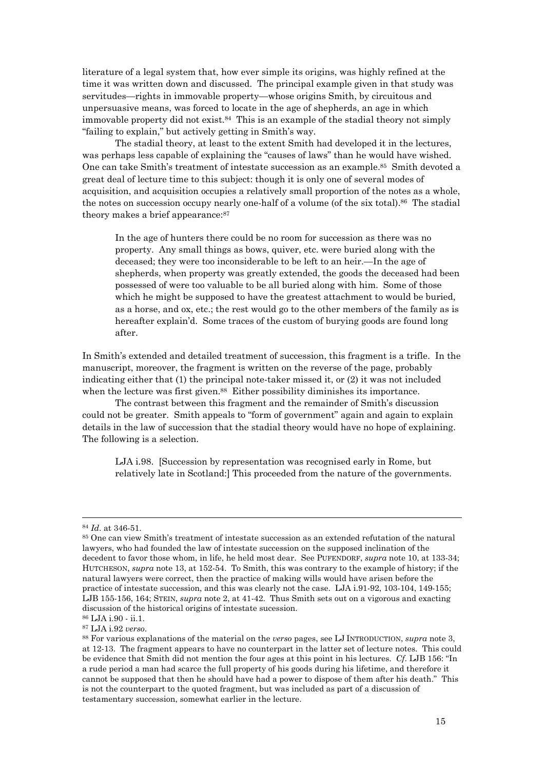literature of a legal system that, how ever simple its origins, was highly refined at the time it was written down and discussed. The principal example given in that study was servitudes—rights in immovable property—whose origins Smith, by circuitous and unpersuasive means, was forced to locate in the age of shepherds, an age in which immovable property did not exist.[84] This is an example of the stadial theory not simply "failing to explain," but actively getting in Smith's way.

The stadial theory, at least to the extent Smith had developed it in the lectures, was perhaps less capable of explaining the "causes of laws" than he would have wished. One can take Smith's treatment of intestate succession as an example.[85] Smith devoted a great deal of lecture time to this subject: though it is only one of several modes of acquisition, and acquisition occupies a relatively small proportion of the notes as a whole, the notes on succession occupy nearly one-half of a volume (of the six total).[86] The stadial theory makes a brief appearance:[87]

> In the age of hunters there could be no room for succession as there was no property. Any small things as bows, quiver, etc. were buried along with the deceased; they were too inconsiderable to be left to an heir.—In the age of shepherds, when property was greatly extended, the goods the deceased had been possessed of were too valuable to be all buried along with him. Some of those which he might be supposed to have the greatest attachment to would be buried, as a horse, and ox, etc.; the rest would go to the other members of the family as is hereafter explain'd. Some traces of the custom of burying goods are found long after.

In Smith's extended and detailed treatment of succession, this fragment is a trifle. In the manuscript, moreover, the fragment is written on the reverse of the page, probably indicating either that (1) the principal note-taker missed it, or (2) it was not included when the lecture was first given.[88] Either possibility diminishes its importance.

The contrast between this fragment and the remainder of Smith's discussion could not be greater. Smith appeals to "form of government" again and again to explain details in the law of succession that the stadial theory would have no hope of explaining. The following is a selection.

> LJA i.98. [Succession by representation was recognised early in Rome, but relatively late in Scotland:] This proceeded from the nature of the governments.

---

[84] *Id*. at 346-51.

[85] One can view Smith's treatment of intestate succession as an extended refutation of the natural lawyers, who had founded the law of intestate succession on the supposed inclination of the decedent to favor those whom, in life, he held most dear. See PUFENDORF, *supra* note 10, at 133-34; HUTCHESON, *supra* note 13, at 152-54. To Smith, this was contrary to the example of history; if the natural lawyers were correct, then the practice of making wills would have arisen before the practice of intestate succession, and this was clearly not the case. LJA i.91-92, 103-104, 149-155; LJB 155-156, 164; STEIN, *supra* note 2, at 41-42. Thus Smith sets out on a vigorous and exacting discussion of the historical origins of intestate sucession.

[86] LJA i.90 - ii.1.

[87] LJA i.92 *verso*.

[88] For various explanations of the material on the *verso* pages, see LJ INTRODUCTION, *supra* note 3, at 12-13. The fragment appears to have no counterpart in the latter set of lecture notes. This could be evidence that Smith did not mention the four ages at this point in his lectures. *Cf*. LJB 156: "In a rude period a man had scarce the full property of his goods during his lifetime, and therefore it cannot be supposed that then he should have had a power to dispose of them after his death." This is not the counterpart to the quoted fragment, but was included as part of a discussion of testamentary succession, somewhat earlier in the lecture.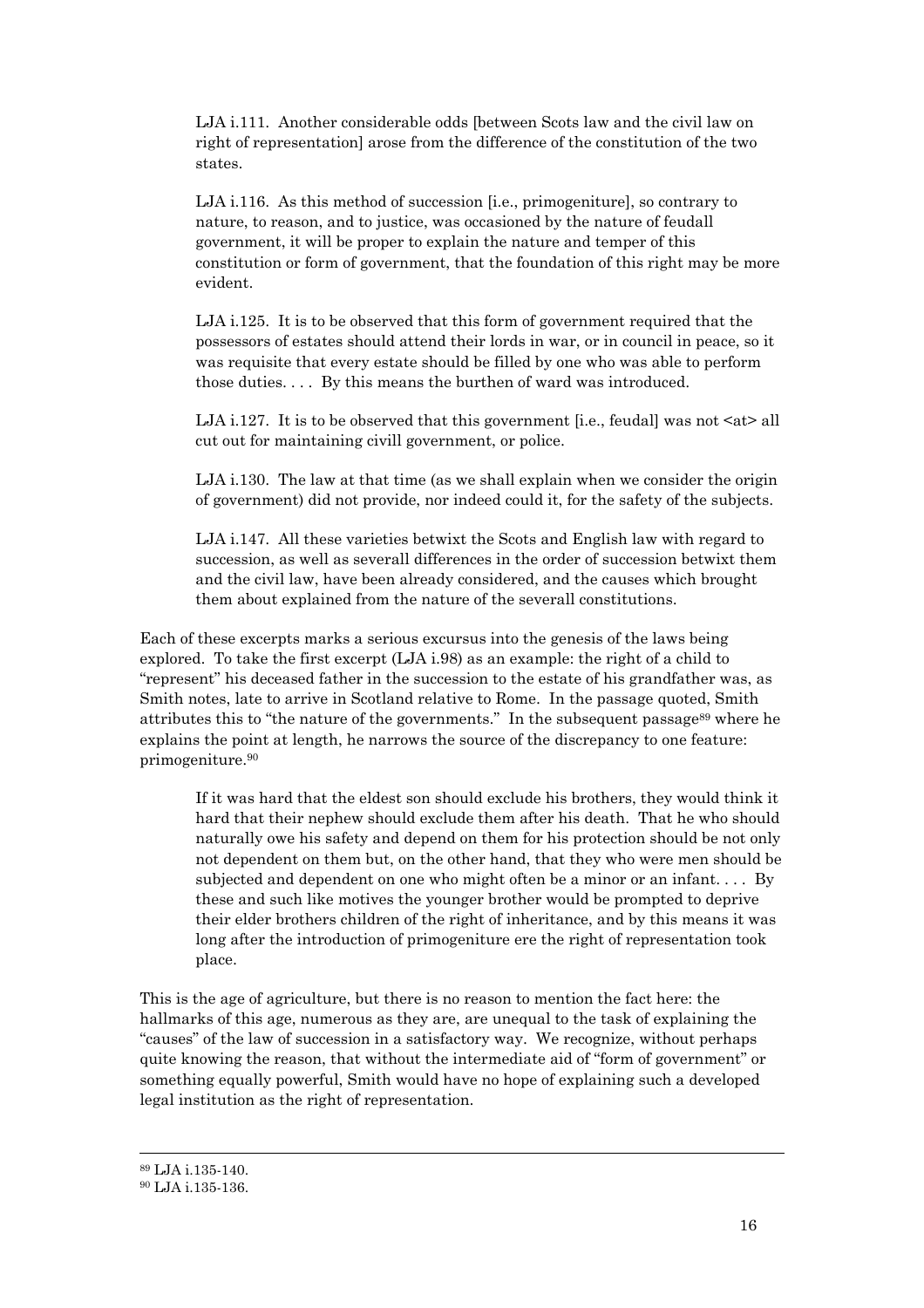> LJA i.111. Another considerable odds [between Scots law and the civil law on right of representation] arose from the difference of the constitution of the two states.

> LJA i.116. As this method of succession [i.e., primogeniture], so contrary to nature, to reason, and to justice, was occasioned by the nature of feudall government, it will be proper to explain the nature and temper of this constitution or form of government, that the foundation of this right may be more evident.

> LJA i.125. It is to be observed that this form of government required that the possessors of estates should attend their lords in war, or in council in peace, so it was requisite that every estate should be filled by one who was able to perform those duties. . . . By this means the burthen of ward was introduced.

> LJA i.127. It is to be observed that this government [i.e., feudal] was not <at> all cut out for maintaining civill government, or police.

> LJA i.130. The law at that time (as we shall explain when we consider the origin of government) did not provide, nor indeed could it, for the safety of the subjects.

> LJA i.147. All these varieties betwixt the Scots and English law with regard to succession, as well as severall differences in the order of succession betwixt them and the civil law, have been already considered, and the causes which brought them about explained from the nature of the severall constitutions.

Each of these excerpts marks a serious excursus into the genesis of the laws being explored. To take the first excerpt (LJA i.98) as an example: the right of a child to "represent" his deceased father in the succession to the estate of his grandfather was, as Smith notes, late to arrive in Scotland relative to Rome. In the passage quoted, Smith attributes this to "the nature of the governments." In the subsequent passage[89] where he explains the point at length, he narrows the source of the discrepancy to one feature: primogeniture.[90]

> If it was hard that the eldest son should exclude his brothers, they would think it hard that their nephew should exclude them after his death. That he who should naturally owe his safety and depend on them for his protection should be not only not dependent on them but, on the other hand, that they who were men should be subjected and dependent on one who might often be a minor or an infant. . . . By these and such like motives the younger brother would be prompted to deprive their elder brothers children of the right of inheritance, and by this means it was long after the introduction of primogeniture ere the right of representation took place.

This is the age of agriculture, but there is no reason to mention the fact here: the hallmarks of this age, numerous as they are, are unequal to the task of explaining the "causes" of the law of succession in a satisfactory way. We recognize, without perhaps quite knowing the reason, that without the intermediate aid of "form of government" or something equally powerful, Smith would have no hope of explaining such a developed legal institution as the right of representation.

---

[89] LJA i.135-140.

[90] LJA i.135-136.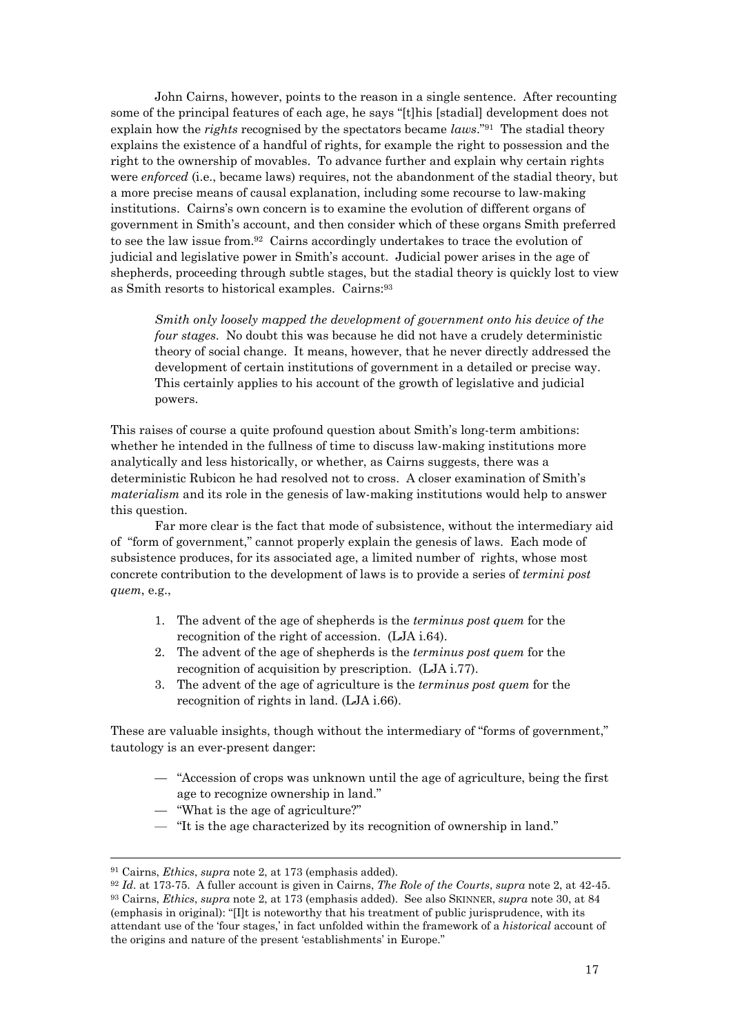John Cairns, however, points to the reason in a single sentence. After recounting some of the principal features of each age, he says "[t]his [stadial] development does not explain how the *rights* recognised by the spectators became *laws*."[91] The stadial theory explains the existence of a handful of rights, for example the right to possession and the right to the ownership of movables. To advance further and explain why certain rights were *enforced* (i.e., became laws) requires, not the abandonment of the stadial theory, but a more precise means of causal explanation, including some recourse to law-making institutions. Cairns's own concern is to examine the evolution of different organs of government in Smith's account, and then consider which of these organs Smith preferred to see the law issue from.[92] Cairns accordingly undertakes to trace the evolution of judicial and legislative power in Smith's account. Judicial power arises in the age of shepherds, proceeding through subtle stages, but the stadial theory is quickly lost to view as Smith resorts to historical examples. Cairns:[93]

> *Smith only loosely mapped the development of government onto his device of the four stages.* No doubt this was because he did not have a crudely deterministic theory of social change. It means, however, that he never directly addressed the development of certain institutions of government in a detailed or precise way. This certainly applies to his account of the growth of legislative and judicial powers.

This raises of course a quite profound question about Smith's long-term ambitions: whether he intended in the fullness of time to discuss law-making institutions more analytically and less historically, or whether, as Cairns suggests, there was a deterministic Rubicon he had resolved not to cross. A closer examination of Smith's *materialism* and its role in the genesis of law-making institutions would help to answer this question.

Far more clear is the fact that mode of subsistence, without the intermediary aid of "form of government," cannot properly explain the genesis of laws. Each mode of subsistence produces, for its associated age, a limited number of rights, whose most concrete contribution to the development of laws is to provide a series of *termini post quem*, e.g.,

1. The advent of the age of shepherds is the *terminus post quem* for the recognition of the right of accession. (LJA i.64).
2. The advent of the age of shepherds is the *terminus post quem* for the recognition of acquisition by prescription. (LJA i.77).
3. The advent of the age of agriculture is the *terminus post quem* for the recognition of rights in land. (LJA i.66).

These are valuable insights, though without the intermediary of "forms of government," tautology is an ever-present danger:

> — "Accession of crops was unknown until the age of agriculture, being the first age to recognize ownership in land."
> — "What is the age of agriculture?"
> — "It is the age characterized by its recognition of ownership in land."

---

[91] Cairns, *Ethics*, *supra* note 2, at 173 (emphasis added).

[92] *Id*. at 173-75. A fuller account is given in Cairns, *The Role of the Courts*, *supra* note 2, at 42-45.

[93] Cairns, *Ethics*, *supra* note 2, at 173 (emphasis added). See also SKINNER, *supra* note 30, at 84 (emphasis in original): "[I]t is noteworthy that his treatment of public jurisprudence, with its attendant use of the 'four stages,' in fact unfolded within the framework of a *historical* account of the origins and nature of the present 'establishments' in Europe."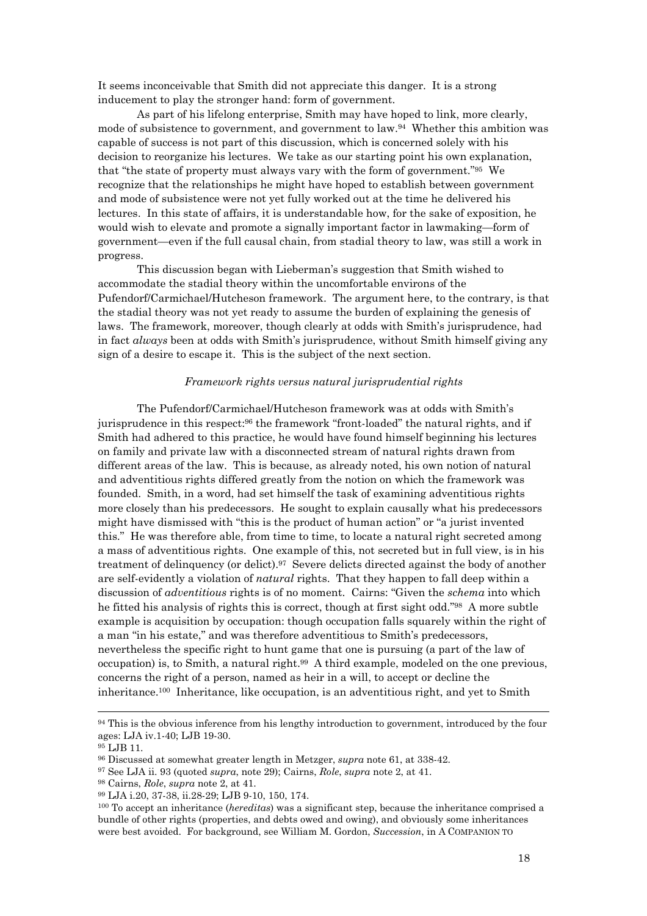It seems inconceivable that Smith did not appreciate this danger. It is a strong inducement to play the stronger hand: form of government.

As part of his lifelong enterprise, Smith may have hoped to link, more clearly, mode of subsistence to government, and government to law.[94] Whether this ambition was capable of success is not part of this discussion, which is concerned solely with his decision to reorganize his lectures. We take as our starting point his own explanation, that "the state of property must always vary with the form of government."[95] We recognize that the relationships he might have hoped to establish between government and mode of subsistence were not yet fully worked out at the time he delivered his lectures. In this state of affairs, it is understandable how, for the sake of exposition, he would wish to elevate and promote a signally important factor in lawmaking—form of government—even if the full causal chain, from stadial theory to law, was still a work in progress.

This discussion began with Lieberman's suggestion that Smith wished to accommodate the stadial theory within the uncomfortable environs of the Pufendorf/Carmichael/Hutcheson framework. The argument here, to the contrary, is that the stadial theory was not yet ready to assume the burden of explaining the genesis of laws. The framework, moreover, though clearly at odds with Smith's jurisprudence, had in fact *always* been at odds with Smith's jurisprudence, without Smith himself giving any sign of a desire to escape it. This is the subject of the next section.

### *Framework rights versus natural jurisprudential rights*

The Pufendorf/Carmichael/Hutcheson framework was at odds with Smith's jurisprudence in this respect:[96] the framework "front-loaded" the natural rights, and if Smith had adhered to this practice, he would have found himself beginning his lectures on family and private law with a disconnected stream of natural rights drawn from different areas of the law. This is because, as already noted, his own notion of natural and adventitious rights differed greatly from the notion on which the framework was founded. Smith, in a word, had set himself the task of examining adventitious rights more closely than his predecessors. He sought to explain causally what his predecessors might have dismissed with "this is the product of human action" or "a jurist invented this." He was therefore able, from time to time, to locate a natural right secreted among a mass of adventitious rights. One example of this, not secreted but in full view, is in his treatment of delinquency (or delict).[97] Severe delicts directed against the body of another are self-evidently a violation of *natural* rights. That they happen to fall deep within a discussion of *adventitious* rights is of no moment. Cairns: "Given the *schema* into which he fitted his analysis of rights this is correct, though at first sight odd."[98] A more subtle example is acquisition by occupation: though occupation falls squarely within the right of a man "in his estate," and was therefore adventitious to Smith's predecessors, nevertheless the specific right to hunt game that one is pursuing (a part of the law of occupation) is, to Smith, a natural right.[99] A third example, modeled on the one previous, concerns the right of a person, named as heir in a will, to accept or decline the inheritance.[100] Inheritance, like occupation, is an adventitious right, and yet to Smith

---

[94] This is the obvious inference from his lengthy introduction to government, introduced by the four ages: LJA iv.1-40; LJB 19-30.

[95] LJB 11.

[96] Discussed at somewhat greater length in Metzger, *supra* note 61, at 338-42.

[97] See LJA ii. 93 (quoted *supra*, note 29); Cairns, *Role*, *supra* note 2, at 41.

[98] Cairns, *Role*, *supra* note 2, at 41.

[99] LJA i.20, 37-38, ii.28-29; LJB 9-10, 150, 174.

[100] To accept an inheritance (*hereditas*) was a significant step, because the inheritance comprised a bundle of other rights (properties, and debts owed and owing), and obviously some inheritances were best avoided. For background, see William M. Gordon, *Succession*, in A COMPANION TO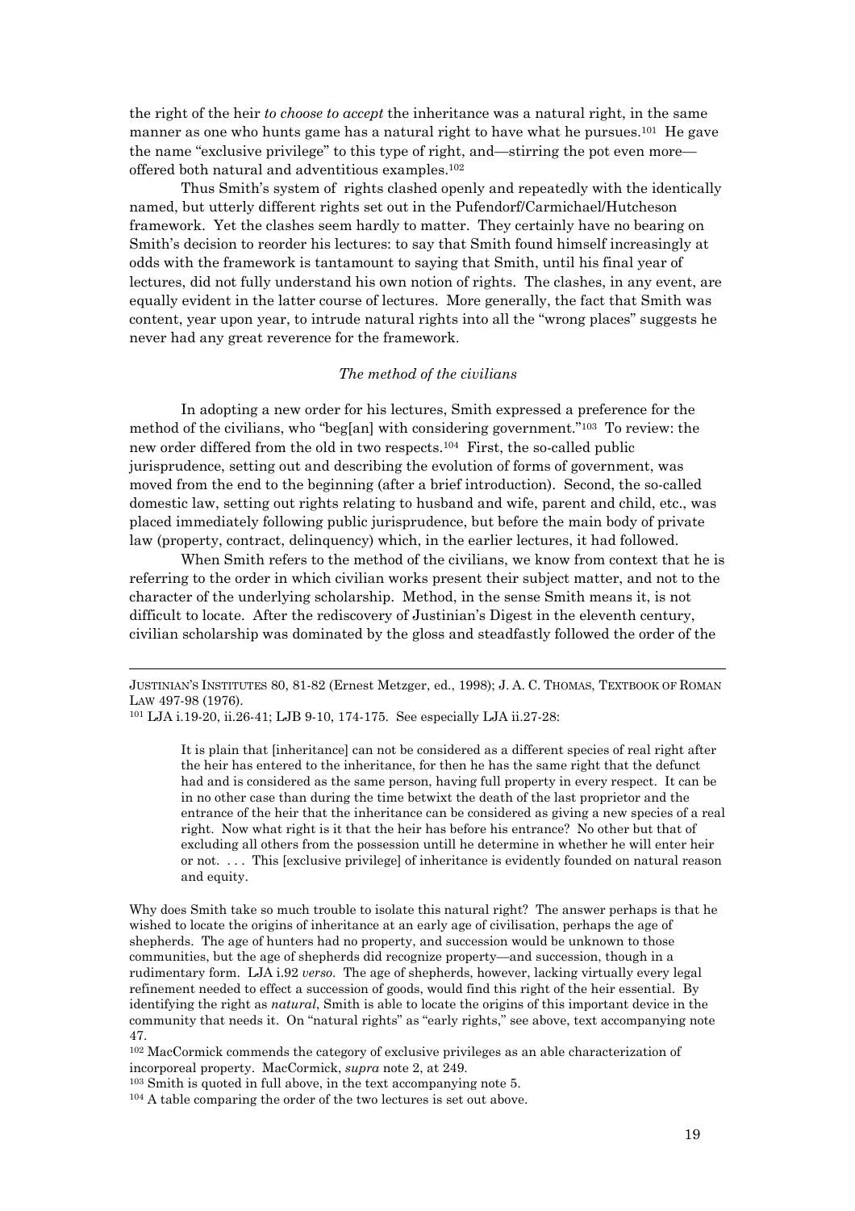the right of the heir *to choose to accept* the inheritance was a natural right, in the same manner as one who hunts game has a natural right to have what he pursues.[101] He gave the name "exclusive privilege" to this type of right, and—stirring the pot even more—offered both natural and adventitious examples.[102]

Thus Smith's system of rights clashed openly and repeatedly with the identically named, but utterly different rights set out in the Pufendorf/Carmichael/Hutcheson framework. Yet the clashes seem hardly to matter. They certainly have no bearing on Smith's decision to reorder his lectures: to say that Smith found himself increasingly at odds with the framework is tantamount to saying that Smith, until his final year of lectures, did not fully understand his own notion of rights. The clashes, in any event, are equally evident in the latter course of lectures. More generally, the fact that Smith was content, year upon year, to intrude natural rights into all the "wrong places" suggests he never had any great reverence for the framework.

### *The method of the civilians*

In adopting a new order for his lectures, Smith expressed a preference for the method of the civilians, who "beg[an] with considering government."[103] To review: the new order differed from the old in two respects.[104] First, the so-called public jurisprudence, setting out and describing the evolution of forms of government, was moved from the end to the beginning (after a brief introduction). Second, the so-called domestic law, setting out rights relating to husband and wife, parent and child, etc., was placed immediately following public jurisprudence, but before the main body of private law (property, contract, delinquency) which, in the earlier lectures, it had followed.

When Smith refers to the method of the civilians, we know from context that he is referring to the order in which civilian works present their subject matter, and not to the character of the underlying scholarship. Method, in the sense Smith means it, is not difficult to locate. After the rediscovery of Justinian's Digest in the eleventh century, civilian scholarship was dominated by the gloss and steadfastly followed the order of the

---

JUSTINIAN'S INSTITUTES 80, 81-82 (Ernest Metzger, ed., 1998); J. A. C. THOMAS, TEXTBOOK OF ROMAN LAW 497-98 (1976).

[101] LJA i.19-20, ii.26-41; LJB 9-10, 174-175. See especially LJA ii.27-28:

> It is plain that [inheritance] can not be considered as a different species of real right after the heir has entered to the inheritance, for then he has the same right that the defunct had and is considered as the same person, having full property in every respect. It can be in no other case than during the time betwixt the death of the last proprietor and the entrance of the heir that the inheritance can be considered as giving a new species of a real right. Now what right is it that the heir has before his entrance? No other but that of excluding all others from the possession untill he determine in whether he will enter heir or not. . . . This [exclusive privilege] of inheritance is evidently founded on natural reason and equity.

Why does Smith take so much trouble to isolate this natural right? The answer perhaps is that he wished to locate the origins of inheritance at an early age of civilisation, perhaps the age of shepherds. The age of hunters had no property, and succession would be unknown to those communities, but the age of shepherds did recognize property—and succession, though in a rudimentary form. LJA i.92 *verso*. The age of shepherds, however, lacking virtually every legal refinement needed to effect a succession of goods, would find this right of the heir essential. By identifying the right as *natural*, Smith is able to locate the origins of this important device in the community that needs it. On "natural rights" as "early rights," see above, text accompanying note 47.

[102] MacCormick commends the category of exclusive privileges as an able characterization of incorporeal property. MacCormick, *supra* note 2, at 249.

[103] Smith is quoted in full above, in the text accompanying note 5.

[104] A table comparing the order of the two lectures is set out above.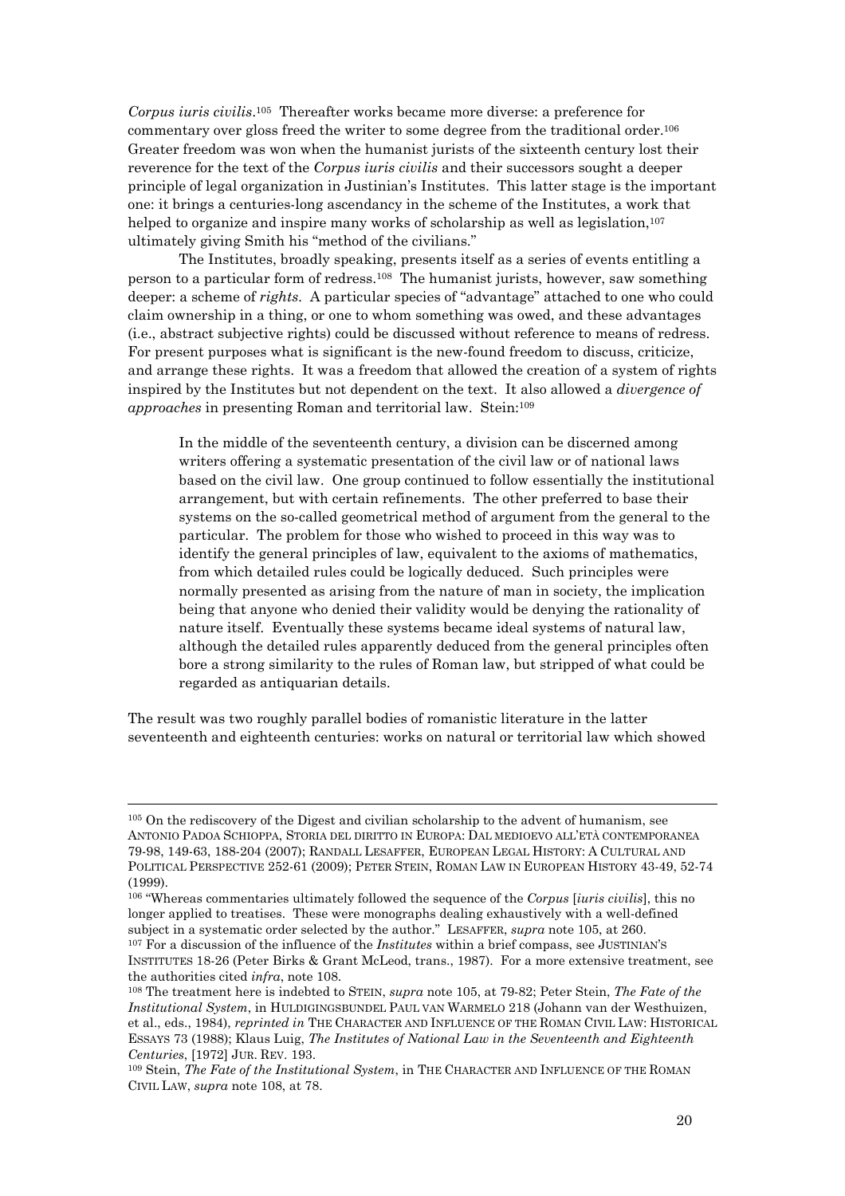*Corpus iuris civilis*.[105] Thereafter works became more diverse: a preference for commentary over gloss freed the writer to some degree from the traditional order.[106] Greater freedom was won when the humanist jurists of the sixteenth century lost their reverence for the text of the *Corpus iuris civilis* and their successors sought a deeper principle of legal organization in Justinian's Institutes. This latter stage is the important one: it brings a centuries-long ascendancy in the scheme of the Institutes, a work that helped to organize and inspire many works of scholarship as well as legislation,[107] ultimately giving Smith his "method of the civilians."

The Institutes, broadly speaking, presents itself as a series of events entitling a person to a particular form of redress.[108] The humanist jurists, however, saw something deeper: a scheme of *rights*. A particular species of "advantage" attached to one who could claim ownership in a thing, or one to whom something was owed, and these advantages (i.e., abstract subjective rights) could be discussed without reference to means of redress. For present purposes what is significant is the new-found freedom to discuss, criticize, and arrange these rights. It was a freedom that allowed the creation of a system of rights inspired by the Institutes but not dependent on the text. It also allowed a *divergence of approaches* in presenting Roman and territorial law. Stein:[109]

> In the middle of the seventeenth century, a division can be discerned among writers offering a systematic presentation of the civil law or of national laws based on the civil law. One group continued to follow essentially the institutional arrangement, but with certain refinements. The other preferred to base their systems on the so-called geometrical method of argument from the general to the particular. The problem for those who wished to proceed in this way was to identify the general principles of law, equivalent to the axioms of mathematics, from which detailed rules could be logically deduced. Such principles were normally presented as arising from the nature of man in society, the implication being that anyone who denied their validity would be denying the rationality of nature itself. Eventually these systems became ideal systems of natural law, although the detailed rules apparently deduced from the general principles often bore a strong similarity to the rules of Roman law, but stripped of what could be regarded as antiquarian details.

The result was two roughly parallel bodies of romanistic literature in the latter seventeenth and eighteenth centuries: works on natural or territorial law which showed

---

[105] On the rediscovery of the Digest and civilian scholarship to the advent of humanism, see ANTONIO PADOA SCHIOPPA, STORIA DEL DIRITTO IN EUROPA: DAL MEDIOEVO ALL'ETÀ CONTEMPORANEA 79-98, 149-63, 188-204 (2007); RANDALL LESAFFER, EUROPEAN LEGAL HISTORY: A CULTURAL AND POLITICAL PERSPECTIVE 252-61 (2009); PETER STEIN, ROMAN LAW IN EUROPEAN HISTORY 43-49, 52-74 (1999).

[106] "Whereas commentaries ultimately followed the sequence of the *Corpus* [*iuris civilis*], this no longer applied to treatises. These were monographs dealing exhaustively with a well-defined subject in a systematic order selected by the author." LESAFFER, *supra* note 105, at 260.

[107] For a discussion of the influence of the *Institutes* within a brief compass, see JUSTINIAN'S INSTITUTES 18-26 (Peter Birks & Grant McLeod, trans., 1987). For a more extensive treatment, see the authorities cited *infra*, note 108.

[108] The treatment here is indebted to STEIN, *supra* note 105, at 79-82; Peter Stein, *The Fate of the Institutional System*, in HULDIGINGSBUNDEL PAUL VAN WARMELO 218 (Johann van der Westhuizen, et al., eds., 1984), *reprinted in* THE CHARACTER AND INFLUENCE OF THE ROMAN CIVIL LAW: HISTORICAL ESSAYS 73 (1988); Klaus Luig, *The Institutes of National Law in the Seventeenth and Eighteenth Centuries*, [1972] JUR. REV. 193.

[109] Stein, *The Fate of the Institutional System*, in THE CHARACTER AND INFLUENCE OF THE ROMAN CIVIL LAW, *supra* note 108, at 78.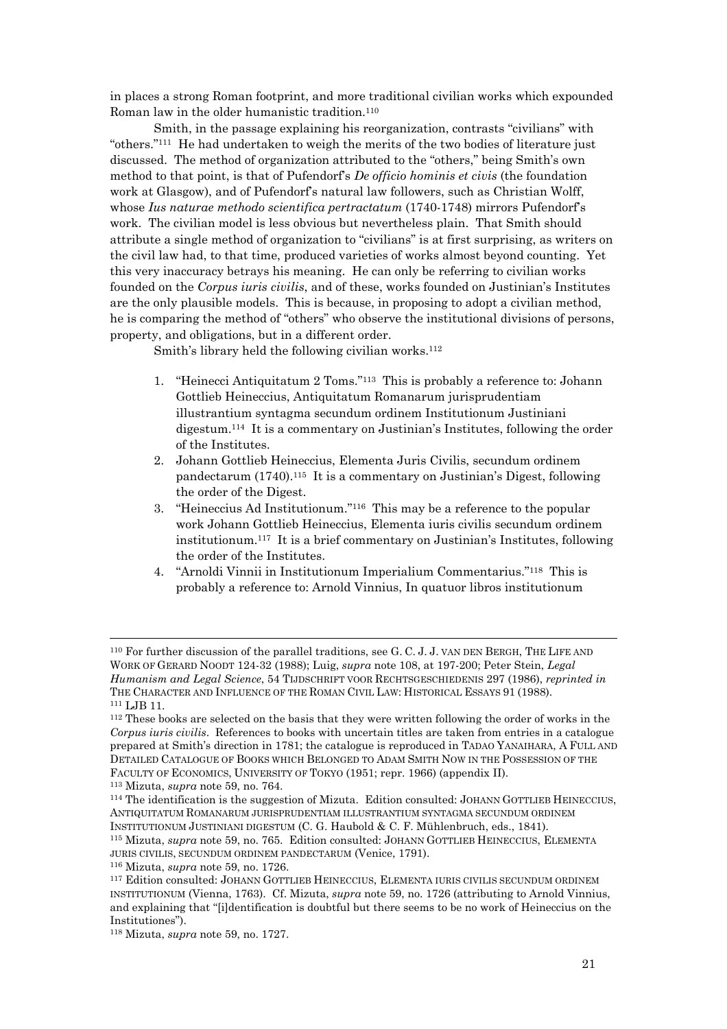in places a strong Roman footprint, and more traditional civilian works which expounded Roman law in the older humanistic tradition.[110]

Smith, in the passage explaining his reorganization, contrasts "civilians" with "others."[111] He had undertaken to weigh the merits of the two bodies of literature just discussed. The method of organization attributed to the "others," being Smith's own method to that point, is that of Pufendorf's *De officio hominis et civis* (the foundation work at Glasgow), and of Pufendorf's natural law followers, such as Christian Wolff, whose *Ius naturae methodo scientifica pertractatum* (1740-1748) mirrors Pufendorf's work. The civilian model is less obvious but nevertheless plain. That Smith should attribute a single method of organization to "civilians" is at first surprising, as writers on the civil law had, to that time, produced varieties of works almost beyond counting. Yet this very inaccuracy betrays his meaning. He can only be referring to civilian works founded on the *Corpus iuris civilis*, and of these, works founded on Justinian's Institutes are the only plausible models. This is because, in proposing to adopt a civilian method, he is comparing the method of "others" who observe the institutional divisions of persons, property, and obligations, but in a different order.

Smith's library held the following civilian works.[112]

1. "Heinecci Antiquitatum 2 Toms."[113] This is probably a reference to: Johann Gottlieb Heineccius, Antiquitatum Romanarum jurisprudentiam illustrantium syntagma secundum ordinem Institutionum Justiniani digestum.[114] It is a commentary on Justinian's Institutes, following the order of the Institutes.
2. Johann Gottlieb Heineccius, Elementa Juris Civilis, secundum ordinem pandectarum (1740).[115] It is a commentary on Justinian's Digest, following the order of the Digest.
3. "Heineccius Ad Institutionum."[116] This may be a reference to the popular work Johann Gottlieb Heineccius, Elementa iuris civilis secundum ordinem institutionum.[117] It is a brief commentary on Justinian's Institutes, following the order of the Institutes.
4. "Arnoldi Vinnii in Institutionum Imperialium Commentarius."[118] This is probably a reference to: Arnold Vinnius, In quatuor libros institutionum

---

[110] For further discussion of the parallel traditions, see G. C. J. J. VAN DEN BERGH, THE LIFE AND WORK OF GERARD NOODT 124-32 (1988); Luig, *supra* note 108, at 197-200; Peter Stein, *Legal Humanism and Legal Science*, 54 TIJDSCHRIFT VOOR RECHTSGESCHIEDENIS 297 (1986), *reprinted in* THE CHARACTER AND INFLUENCE OF THE ROMAN CIVIL LAW: HISTORICAL ESSAYS 91 (1988).

[111] LJB 11.

[112] These books are selected on the basis that they were written following the order of works in the *Corpus iuris civilis*. References to books with uncertain titles are taken from entries in a catalogue prepared at Smith's direction in 1781; the catalogue is reproduced in TADAO YANAIHARA, A FULL AND DETAILED CATALOGUE OF BOOKS WHICH BELONGED TO ADAM SMITH NOW IN THE POSSESSION OF THE FACULTY OF ECONOMICS, UNIVERSITY OF TOKYO (1951; repr. 1966) (appendix II).

[113] Mizuta, *supra* note 59, no. 764.

[114] The identification is the suggestion of Mizuta. Edition consulted: JOHANN GOTTLIEB HEINECCIUS, ANTIQUITATUM ROMANARUM JURISPRUDENTIAM ILLUSTRANTIUM SYNTAGMA SECUNDUM ORDINEM INSTITUTIONUM JUSTINIANI DIGESTUM (C. G. Haubold & C. F. Mühlenbruch, eds., 1841).

[115] Mizuta, *supra* note 59, no. 765. Edition consulted: JOHANN GOTTLIEB HEINECCIUS, ELEMENTA JURIS CIVILIS, SECUNDUM ORDINEM PANDECTARUM (Venice, 1791).

[116] Mizuta, *supra* note 59, no. 1726.

[117] Edition consulted: JOHANN GOTTLIEB HEINECCIUS, ELEMENTA IURIS CIVILIS SECUNDUM ORDINEM INSTITUTIONUM (Vienna, 1763). Cf. Mizuta, *supra* note 59, no. 1726 (attributing to Arnold Vinnius, and explaining that "[i]dentification is doubtful but there seems to be no work of Heineccius on the Institutiones").

[118] Mizuta, *supra* note 59, no. 1727.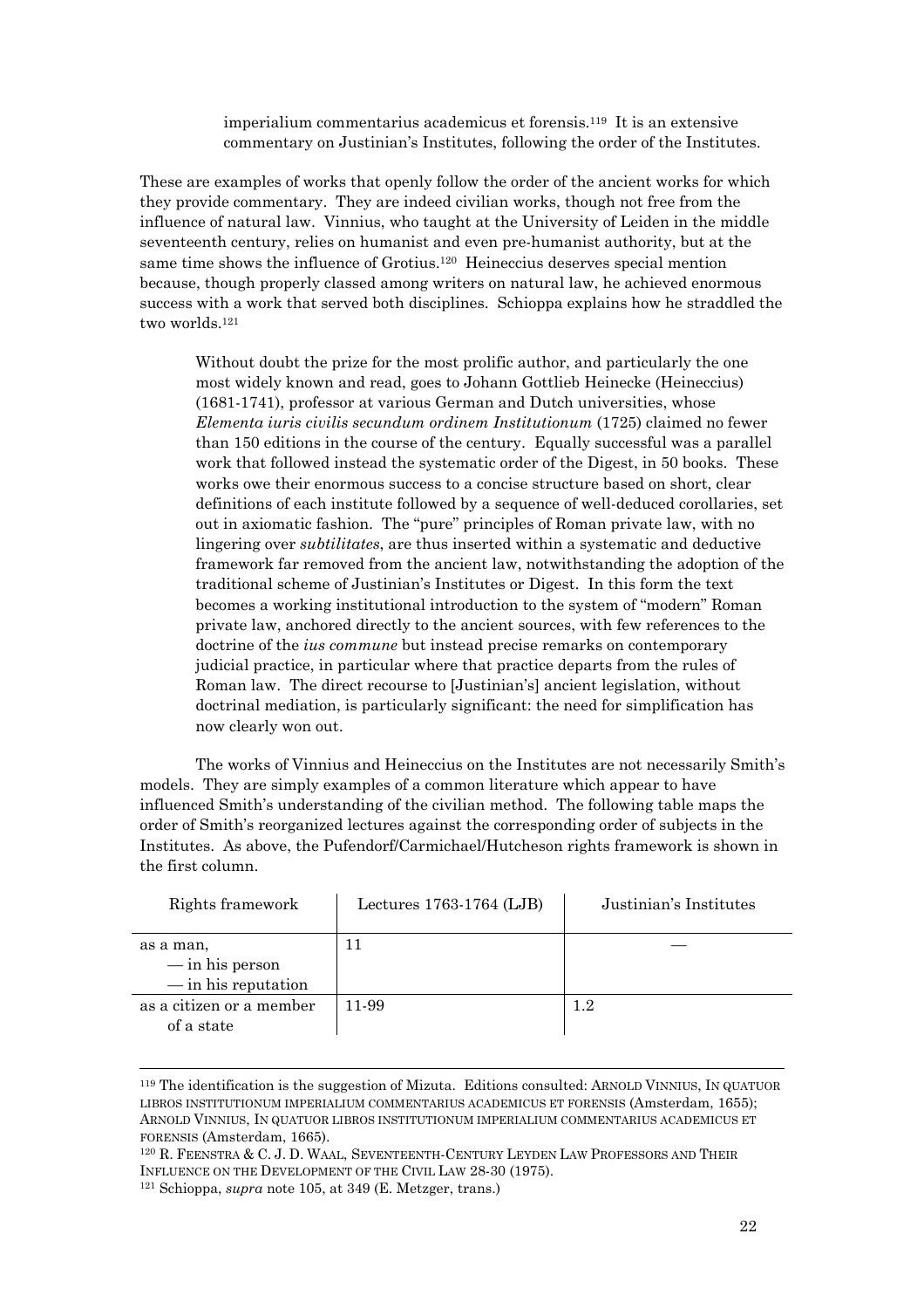imperialium commentarius academicus et forensis.[119] It is an extensive commentary on Justinian's Institutes, following the order of the Institutes.

These are examples of works that openly follow the order of the ancient works for which they provide commentary. They are indeed civilian works, though not free from the influence of natural law. Vinnius, who taught at the University of Leiden in the middle seventeenth century, relies on humanist and even pre-humanist authority, but at the same time shows the influence of Grotius.[120] Heineccius deserves special mention because, though properly classed among writers on natural law, he achieved enormous success with a work that served both disciplines. Schioppa explains how he straddled the two worlds.[121]

> Without doubt the prize for the most prolific author, and particularly the one most widely known and read, goes to Johann Gottlieb Heinecke (Heineccius) (1681-1741), professor at various German and Dutch universities, whose *Elementa iuris civilis secundum ordinem Institutionum* (1725) claimed no fewer than 150 editions in the course of the century. Equally successful was a parallel work that followed instead the systematic order of the Digest, in 50 books. These works owe their enormous success to a concise structure based on short, clear definitions of each institute followed by a sequence of well-deduced corollaries, set out in axiomatic fashion. The "pure" principles of Roman private law, with no lingering over *subtilitates*, are thus inserted within a systematic and deductive framework far removed from the ancient law, notwithstanding the adoption of the traditional scheme of Justinian's Institutes or Digest. In this form the text becomes a working institutional introduction to the system of "modern" Roman private law, anchored directly to the ancient sources, with few references to the doctrine of the *ius commune* but instead precise remarks on contemporary judicial practice, in particular where that practice departs from the rules of Roman law. The direct recourse to [Justinian's] ancient legislation, without doctrinal mediation, is particularly significant: the need for simplification has now clearly won out.

The works of Vinnius and Heineccius on the Institutes are not necessarily Smith's models. They are simply examples of a common literature which appear to have influenced Smith's understanding of the civilian method. The following table maps the order of Smith's reorganized lectures against the corresponding order of subjects in the Institutes. As above, the Pufendorf/Carmichael/Hutcheson rights framework is shown in the first column.

| Rights framework | Lectures 1763-1764 (LJB) | Justinian's Institutes |
|---|---|---|
| as a man,<br>— in his person<br>— in his reputation | 11 | — |
| as a citizen or a member of a state | 11-99 | 1.2 |

[119] The identification is the suggestion of Mizuta. Editions consulted: ARNOLD VINNIUS, IN QUATUOR LIBROS INSTITUTIONUM IMPERIALIUM COMMENTARIUS ACADEMICUS ET FORENSIS (Amsterdam, 1655); ARNOLD VINNIUS, IN QUATUOR LIBROS INSTITUTIONUM IMPERIALIUM COMMENTARIUS ACADEMICUS ET FORENSIS (Amsterdam, 1665).

[120] R. FEENSTRA & C. J. D. WAAL, SEVENTEENTH-CENTURY LEYDEN LAW PROFESSORS AND THEIR INFLUENCE ON THE DEVELOPMENT OF THE CIVIL LAW 28-30 (1975).

[121] Schioppa, *supra* note 105, at 349 (E. Metzger, trans.)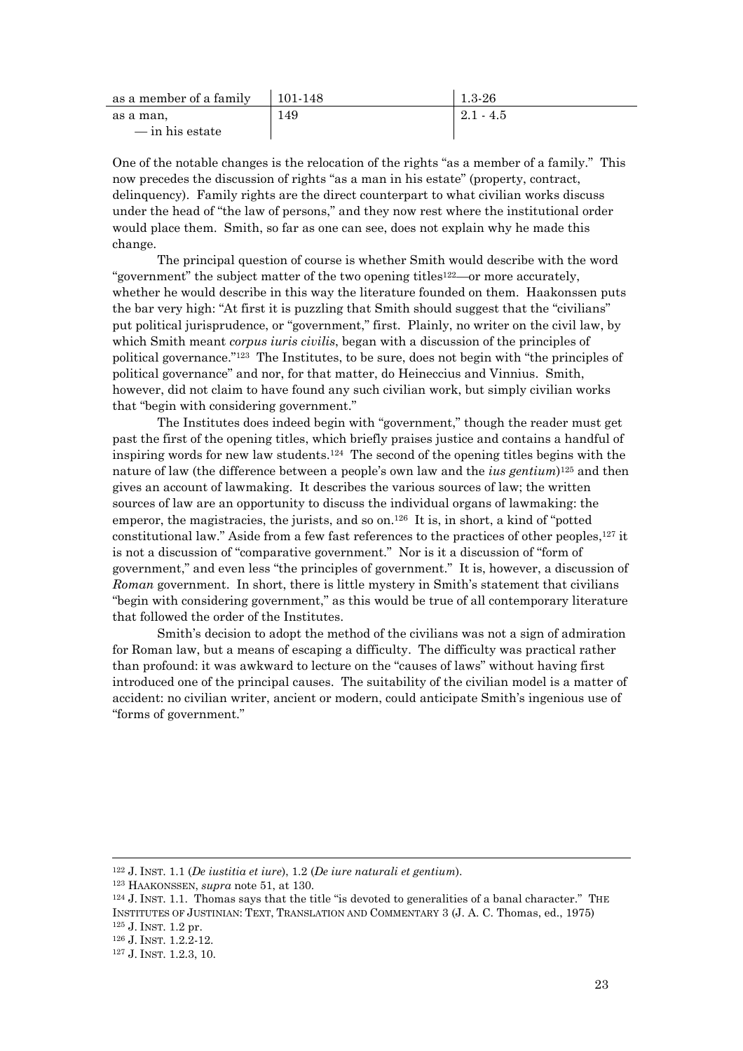| | | |
|---|---|---|
| as a member of a family | 101-148 | 1.3-26 |
| as a man,<br>— in his estate | 149 | 2.1 - 4.5 |

One of the notable changes is the relocation of the rights "as a member of a family." This now precedes the discussion of rights "as a man in his estate" (property, contract, delinquency). Family rights are the direct counterpart to what civilian works discuss under the head of "the law of persons," and they now rest where the institutional order would place them. Smith, so far as one can see, does not explain why he made this change.

The principal question of course is whether Smith would describe with the word "government" the subject matter of the two opening titles[122]—or more accurately, whether he would describe in this way the literature founded on them. Haakonssen puts the bar very high: "At first it is puzzling that Smith should suggest that the "civilians" put political jurisprudence, or "government," first. Plainly, no writer on the civil law, by which Smith meant *corpus iuris civilis*, began with a discussion of the principles of political governance."[123] The Institutes, to be sure, does not begin with "the principles of political governance" and nor, for that matter, do Heineccius and Vinnius. Smith, however, did not claim to have found any such civilian work, but simply civilian works that "begin with considering government."

The Institutes does indeed begin with "government," though the reader must get past the first of the opening titles, which briefly praises justice and contains a handful of inspiring words for new law students.[124] The second of the opening titles begins with the nature of law (the difference between a people's own law and the *ius gentium*)[125] and then gives an account of lawmaking. It describes the various sources of law; the written sources of law are an opportunity to discuss the individual organs of lawmaking: the emperor, the magistracies, the jurists, and so on.[126] It is, in short, a kind of "potted constitutional law." Aside from a few fast references to the practices of other peoples,[127] it is not a discussion of "comparative government." Nor is it a discussion of "form of government," and even less "the principles of government." It is, however, a discussion of *Roman* government. In short, there is little mystery in Smith's statement that civilians "begin with considering government," as this would be true of all contemporary literature that followed the order of the Institutes.

Smith's decision to adopt the method of the civilians was not a sign of admiration for Roman law, but a means of escaping a difficulty. The difficulty was practical rather than profound: it was awkward to lecture on the "causes of laws" without having first introduced one of the principal causes. The suitability of the civilian model is a matter of accident: no civilian writer, ancient or modern, could anticipate Smith's ingenious use of "forms of government."

---

[122] J. INST. 1.1 (*De iustitia et iure*), 1.2 (*De iure naturali et gentium*).

[123] HAAKONSSEN, *supra* note 51, at 130.

[124] J. INST. 1.1. Thomas says that the title "is devoted to generalities of a banal character." THE INSTITUTES OF JUSTINIAN: TEXT, TRANSLATION AND COMMENTARY 3 (J. A. C. Thomas, ed., 1975)

[125] J. INST. 1.2 pr.

[126] J. INST. 1.2.2-12.

[127] J. INST. 1.2.3, 10.